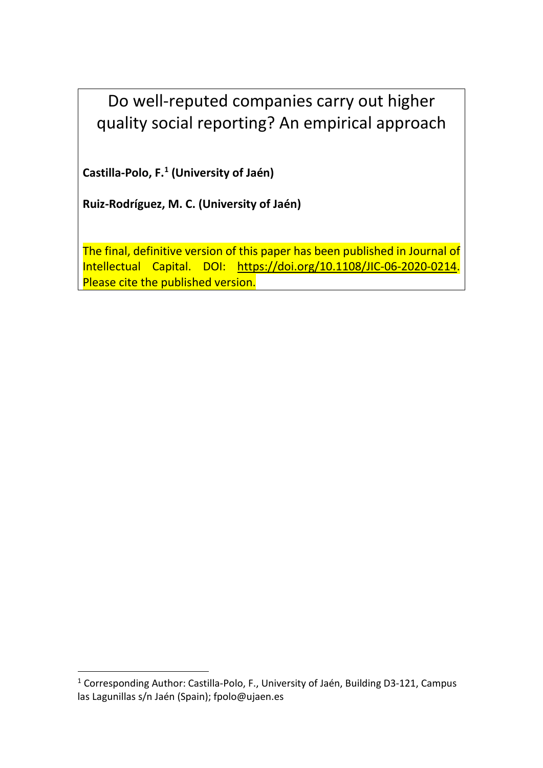# Do well-reputed companies carry out higher quality social reporting? An empirical approach

**Castilla-Polo, F.[1] (University of Jaén)**

**Ruiz-Rodríguez, M. C. (University of Jaén)**

The final, definitive version of this paper has been published in Journal of Intellectual Capital. DOI: https://doi.org/10.1108/JIC-06-2020-0214. Please cite the published version.

---

[1] Corresponding Author: Castilla-Polo, F., University of Jaén, Building D3-121, Campus las Lagunillas s/n Jaén (Spain); fpolo@ujaen.es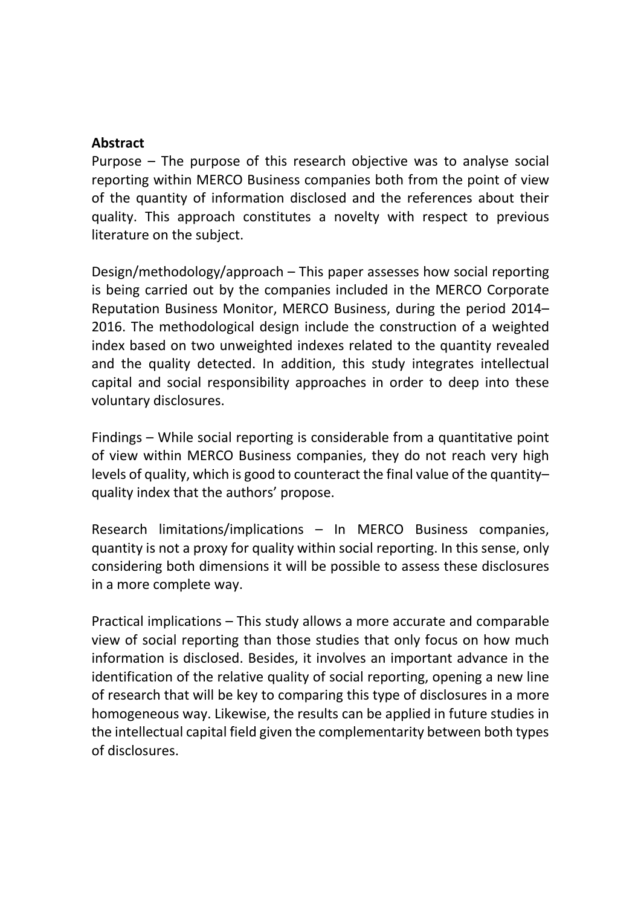**Abstract**

Purpose – The purpose of this research objective was to analyse social reporting within MERCO Business companies both from the point of view of the quantity of information disclosed and the references about their quality. This approach constitutes a novelty with respect to previous literature on the subject.

Design/methodology/approach – This paper assesses how social reporting is being carried out by the companies included in the MERCO Corporate Reputation Business Monitor, MERCO Business, during the period 2014–2016. The methodological design include the construction of a weighted index based on two unweighted indexes related to the quantity revealed and the quality detected. In addition, this study integrates intellectual capital and social responsibility approaches in order to deep into these voluntary disclosures.

Findings – While social reporting is considerable from a quantitative point of view within MERCO Business companies, they do not reach very high levels of quality, which is good to counteract the final value of the quantity–quality index that the authors' propose.

Research limitations/implications – In MERCO Business companies, quantity is not a proxy for quality within social reporting. In this sense, only considering both dimensions it will be possible to assess these disclosures in a more complete way.

Practical implications – This study allows a more accurate and comparable view of social reporting than those studies that only focus on how much information is disclosed. Besides, it involves an important advance in the identification of the relative quality of social reporting, opening a new line of research that will be key to comparing this type of disclosures in a more homogeneous way. Likewise, the results can be applied in future studies in the intellectual capital field given the complementarity between both types of disclosures.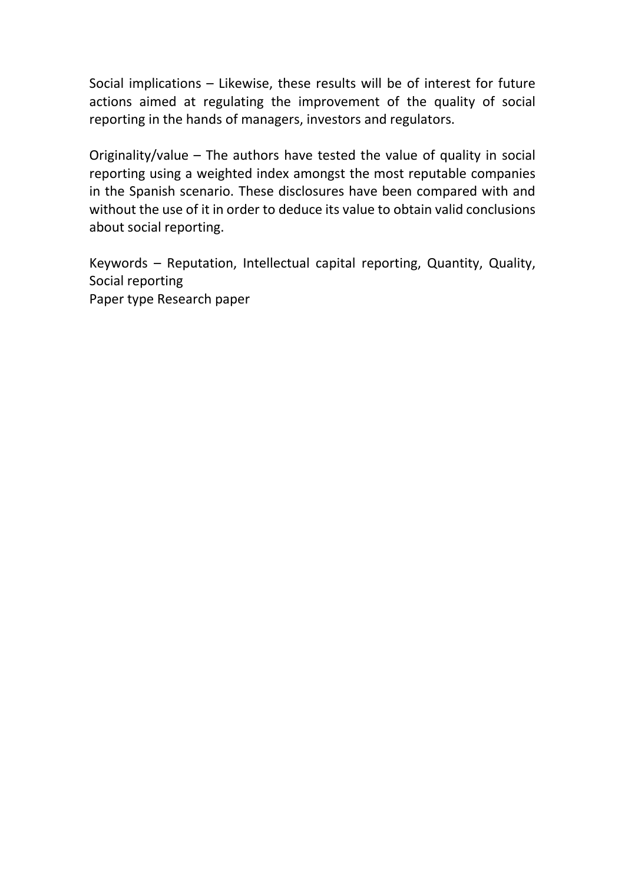Social implications – Likewise, these results will be of interest for future actions aimed at regulating the improvement of the quality of social reporting in the hands of managers, investors and regulators.

Originality/value – The authors have tested the value of quality in social reporting using a weighted index amongst the most reputable companies in the Spanish scenario. These disclosures have been compared with and without the use of it in order to deduce its value to obtain valid conclusions about social reporting.

Keywords – Reputation, Intellectual capital reporting, Quantity, Quality, Social reporting
Paper type Research paper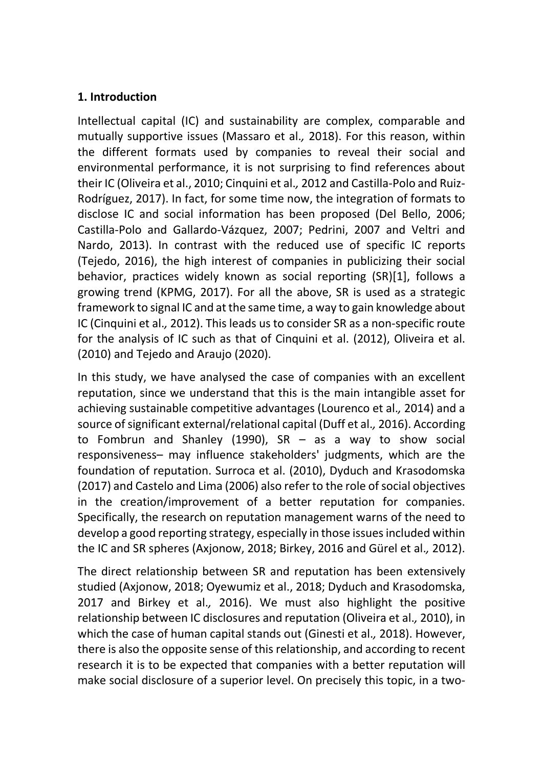## 1. Introduction

Intellectual capital (IC) and sustainability are complex, comparable and mutually supportive issues (Massaro et al*.,* 2018). For this reason, within the different formats used by companies to reveal their social and environmental performance, it is not surprising to find references about their IC (Oliveira et al., 2010; Cinquini et al*.,* 2012 and Castilla-Polo and Ruiz-Rodríguez, 2017). In fact, for some time now, the integration of formats to disclose IC and social information has been proposed (Del Bello, 2006; Castilla-Polo and Gallardo-Vázquez, 2007; Pedrini, 2007 and Veltri and Nardo, 2013). In contrast with the reduced use of specific IC reports (Tejedo, 2016), the high interest of companies in publicizing their social behavior, practices widely known as social reporting (SR)[1], follows a growing trend (KPMG, 2017). For all the above, SR is used as a strategic framework to signal IC and at the same time, a way to gain knowledge about IC (Cinquini et al*.,* 2012). This leads us to consider SR as a non-specific route for the analysis of IC such as that of Cinquini et al. (2012), Oliveira et al. (2010) and Tejedo and Araujo (2020).

In this study, we have analysed the case of companies with an excellent reputation, since we understand that this is the main intangible asset for achieving sustainable competitive advantages (Lourenco et al*.,* 2014) and a source of significant external/relational capital (Duff et al*.,* 2016). According to Fombrun and Shanley (1990), SR – as a way to show social responsiveness– may influence stakeholders' judgments, which are the foundation of reputation. Surroca et al. (2010), Dyduch and Krasodomska (2017) and Castelo and Lima (2006) also refer to the role of social objectives in the creation/improvement of a better reputation for companies. Specifically, the research on reputation management warns of the need to develop a good reporting strategy, especially in those issues included within the IC and SR spheres (Axjonow, 2018; Birkey, 2016 and Gürel et al*.,* 2012).

The direct relationship between SR and reputation has been extensively studied (Axjonow, 2018; Oyewumiz et al., 2018; Dyduch and Krasodomska, 2017 and Birkey et al*.,* 2016). We must also highlight the positive relationship between IC disclosures and reputation (Oliveira et al*.,* 2010), in which the case of human capital stands out (Ginesti et al*.,* 2018). However, there is also the opposite sense of this relationship, and according to recent research it is to be expected that companies with a better reputation will make social disclosure of a superior level. On precisely this topic, in a two-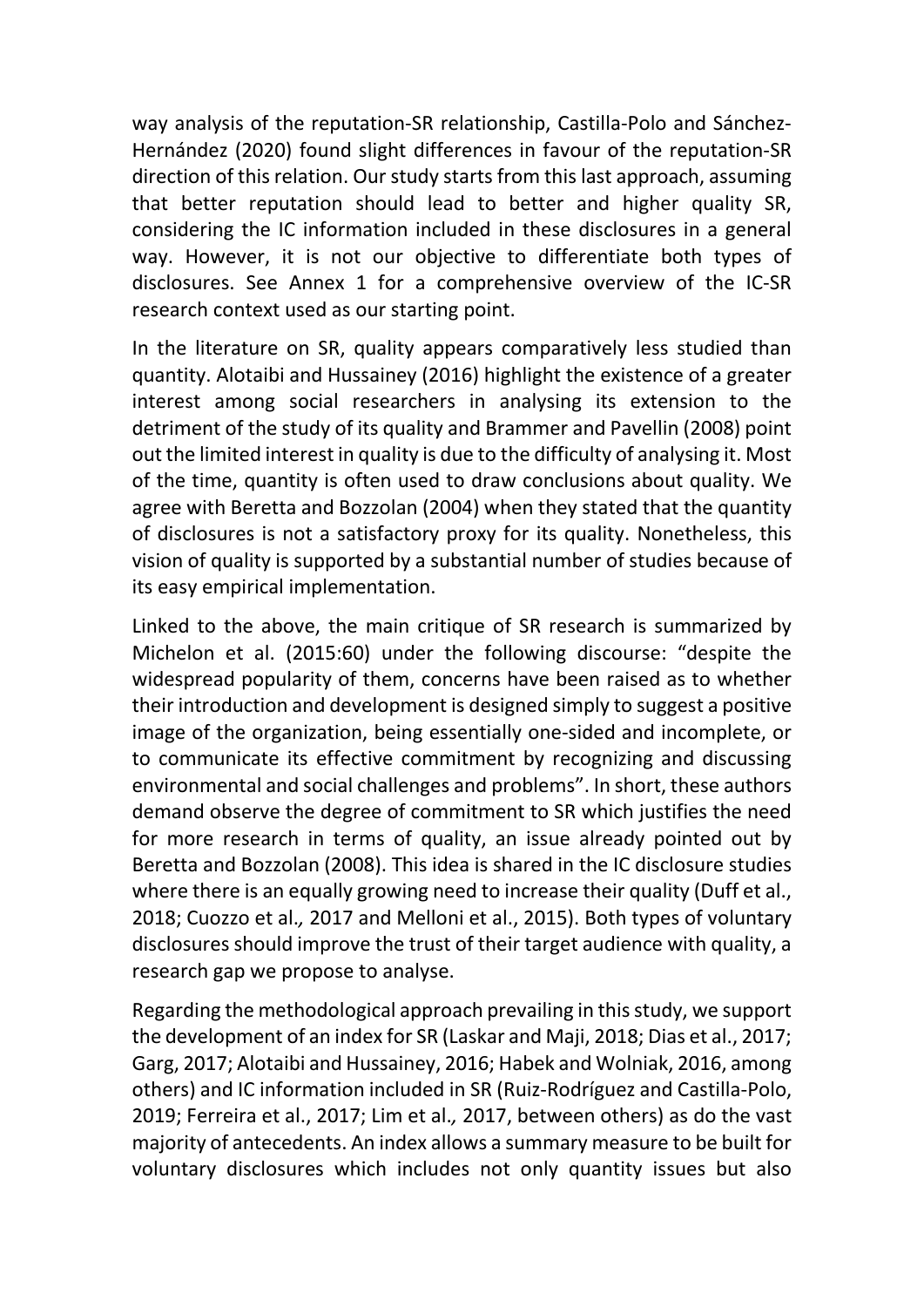way analysis of the reputation-SR relationship, Castilla-Polo and Sánchez-Hernández (2020) found slight differences in favour of the reputation-SR direction of this relation. Our study starts from this last approach, assuming that better reputation should lead to better and higher quality SR, considering the IC information included in these disclosures in a general way. However, it is not our objective to differentiate both types of disclosures. See Annex 1 for a comprehensive overview of the IC-SR research context used as our starting point.

In the literature on SR, quality appears comparatively less studied than quantity. Alotaibi and Hussainey (2016) highlight the existence of a greater interest among social researchers in analysing its extension to the detriment of the study of its quality and Brammer and Pavellin (2008) point out the limited interest in quality is due to the difficulty of analysing it. Most of the time, quantity is often used to draw conclusions about quality. We agree with Beretta and Bozzolan (2004) when they stated that the quantity of disclosures is not a satisfactory proxy for its quality. Nonetheless, this vision of quality is supported by a substantial number of studies because of its easy empirical implementation.

Linked to the above, the main critique of SR research is summarized by Michelon et al. (2015:60) under the following discourse: "despite the widespread popularity of them, concerns have been raised as to whether their introduction and development is designed simply to suggest a positive image of the organization, being essentially one-sided and incomplete, or to communicate its effective commitment by recognizing and discussing environmental and social challenges and problems". In short, these authors demand observe the degree of commitment to SR which justifies the need for more research in terms of quality, an issue already pointed out by Beretta and Bozzolan (2008). This idea is shared in the IC disclosure studies where there is an equally growing need to increase their quality (Duff et al., 2018; Cuozzo et al*.,* 2017 and Melloni et al., 2015). Both types of voluntary disclosures should improve the trust of their target audience with quality, a research gap we propose to analyse.

Regarding the methodological approach prevailing in this study, we support the development of an index for SR (Laskar and Maji, 2018; Dias et al., 2017; Garg, 2017; Alotaibi and Hussainey, 2016; Habek and Wolniak, 2016, among others) and IC information included in SR (Ruiz-Rodríguez and Castilla-Polo, 2019; Ferreira et al., 2017; Lim et al*.,* 2017, between others) as do the vast majority of antecedents. An index allows a summary measure to be built for voluntary disclosures which includes not only quantity issues but also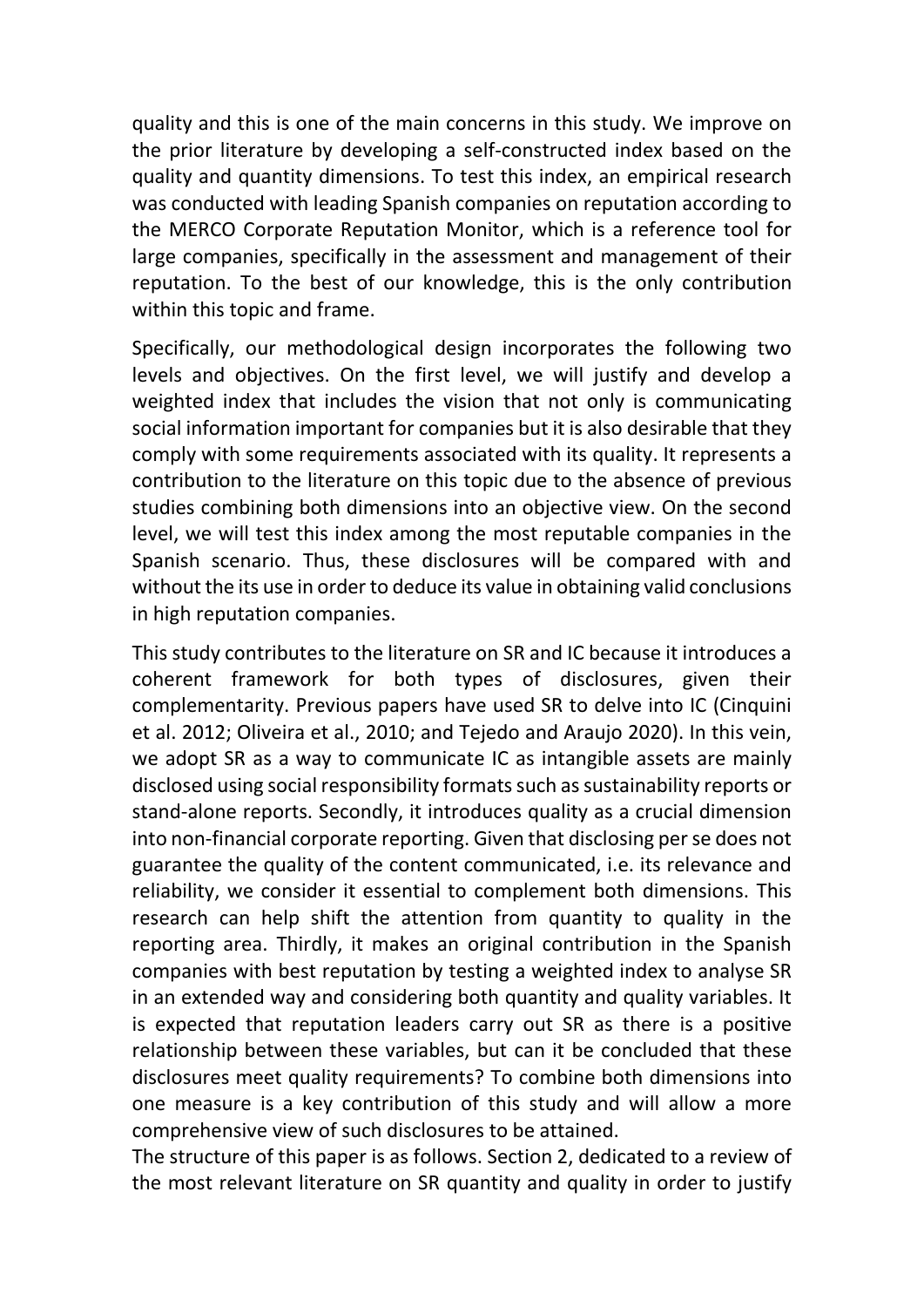quality and this is one of the main concerns in this study. We improve on the prior literature by developing a self-constructed index based on the quality and quantity dimensions. To test this index, an empirical research was conducted with leading Spanish companies on reputation according to the MERCO Corporate Reputation Monitor, which is a reference tool for large companies, specifically in the assessment and management of their reputation. To the best of our knowledge, this is the only contribution within this topic and frame.

Specifically, our methodological design incorporates the following two levels and objectives. On the first level, we will justify and develop a weighted index that includes the vision that not only is communicating social information important for companies but it is also desirable that they comply with some requirements associated with its quality. It represents a contribution to the literature on this topic due to the absence of previous studies combining both dimensions into an objective view. On the second level, we will test this index among the most reputable companies in the Spanish scenario. Thus, these disclosures will be compared with and without the its use in order to deduce its value in obtaining valid conclusions in high reputation companies.

This study contributes to the literature on SR and IC because it introduces a coherent framework for both types of disclosures, given their complementarity. Previous papers have used SR to delve into IC (Cinquini et al. 2012; Oliveira et al., 2010; and Tejedo and Araujo 2020). In this vein, we adopt SR as a way to communicate IC as intangible assets are mainly disclosed using social responsibility formats such as sustainability reports or stand-alone reports. Secondly, it introduces quality as a crucial dimension into non-financial corporate reporting. Given that disclosing per se does not guarantee the quality of the content communicated, i.e. its relevance and reliability, we consider it essential to complement both dimensions. This research can help shift the attention from quantity to quality in the reporting area. Thirdly, it makes an original contribution in the Spanish companies with best reputation by testing a weighted index to analyse SR in an extended way and considering both quantity and quality variables. It is expected that reputation leaders carry out SR as there is a positive relationship between these variables, but can it be concluded that these disclosures meet quality requirements? To combine both dimensions into one measure is a key contribution of this study and will allow a more comprehensive view of such disclosures to be attained.

The structure of this paper is as follows. Section 2, dedicated to a review of the most relevant literature on SR quantity and quality in order to justify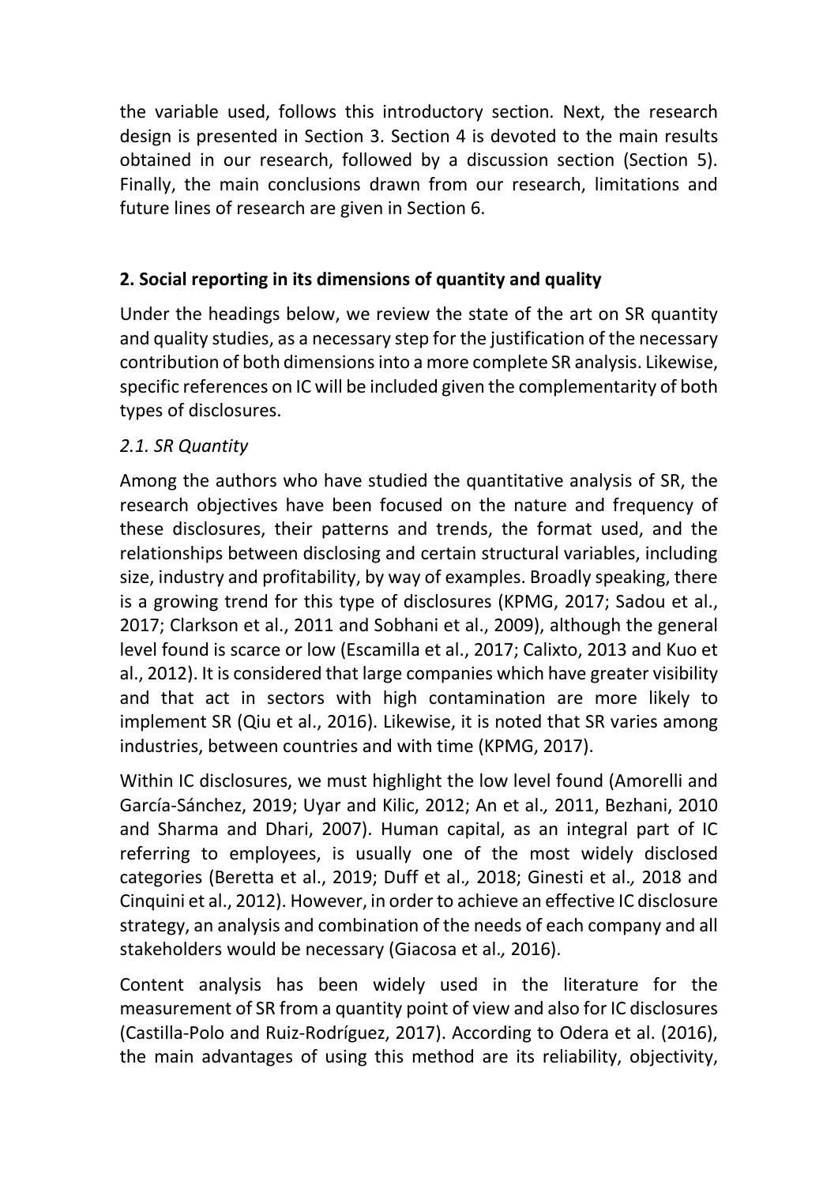the variable used, follows this introductory section. Next, the research design is presented in Section 3. Section 4 is devoted to the main results obtained in our research, followed by a discussion section (Section 5). Finally, the main conclusions drawn from our research, limitations and future lines of research are given in Section 6.

## 2. Social reporting in its dimensions of quantity and quality

Under the headings below, we review the state of the art on SR quantity and quality studies, as a necessary step for the justification of the necessary contribution of both dimensions into a more complete SR analysis. Likewise, specific references on IC will be included given the complementarity of both types of disclosures.

### *2.1. SR Quantity*

Among the authors who have studied the quantitative analysis of SR, the research objectives have been focused on the nature and frequency of these disclosures, their patterns and trends, the format used, and the relationships between disclosing and certain structural variables, including size, industry and profitability, by way of examples. Broadly speaking, there is a growing trend for this type of disclosures (KPMG, 2017; Sadou et al., 2017; Clarkson et al., 2011 and Sobhani et al., 2009), although the general level found is scarce or low (Escamilla et al., 2017; Calixto, 2013 and Kuo et al., 2012). It is considered that large companies which have greater visibility and that act in sectors with high contamination are more likely to implement SR (Qiu et al., 2016). Likewise, it is noted that SR varies among industries, between countries and with time (KPMG, 2017).

Within IC disclosures, we must highlight the low level found (Amorelli and García-Sánchez, 2019; Uyar and Kilic, 2012; An et al*.,* 2011, Bezhani, 2010 and Sharma and Dhari, 2007). Human capital, as an integral part of IC referring to employees, is usually one of the most widely disclosed categories (Beretta et al., 2019; Duff et al*.,* 2018; Ginesti et al*.,* 2018 and Cinquini et al., 2012). However, in order to achieve an effective IC disclosure strategy, an analysis and combination of the needs of each company and all stakeholders would be necessary (Giacosa et al*.,* 2016).

Content analysis has been widely used in the literature for the measurement of SR from a quantity point of view and also for IC disclosures (Castilla-Polo and Ruiz-Rodríguez, 2017). According to Odera et al. (2016), the main advantages of using this method are its reliability, objectivity,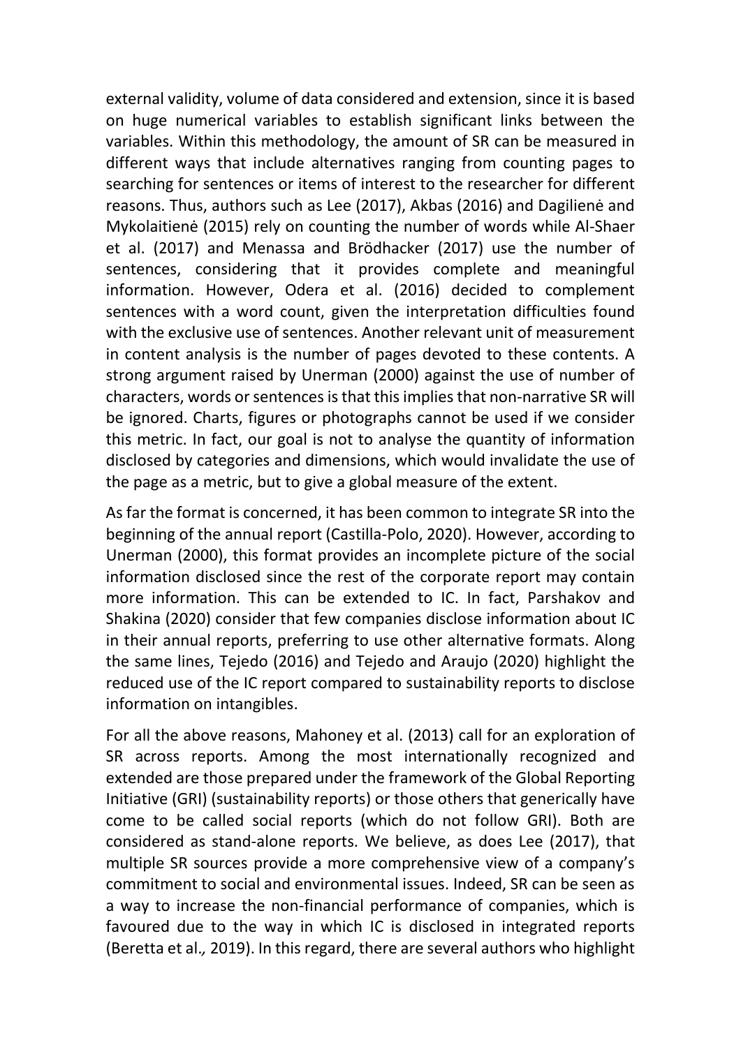external validity, volume of data considered and extension, since it is based on huge numerical variables to establish significant links between the variables. Within this methodology, the amount of SR can be measured in different ways that include alternatives ranging from counting pages to searching for sentences or items of interest to the researcher for different reasons. Thus, authors such as Lee (2017), Akbas (2016) and Dagilienė and Mykolaitienė (2015) rely on counting the number of words while Al-Shaer et al. (2017) and Menassa and Brödhacker (2017) use the number of sentences, considering that it provides complete and meaningful information. However, Odera et al. (2016) decided to complement sentences with a word count, given the interpretation difficulties found with the exclusive use of sentences. Another relevant unit of measurement in content analysis is the number of pages devoted to these contents. A strong argument raised by Unerman (2000) against the use of number of characters, words or sentences is that this implies that non-narrative SR will be ignored. Charts, figures or photographs cannot be used if we consider this metric. In fact, our goal is not to analyse the quantity of information disclosed by categories and dimensions, which would invalidate the use of the page as a metric, but to give a global measure of the extent.

As far the format is concerned, it has been common to integrate SR into the beginning of the annual report (Castilla-Polo, 2020). However, according to Unerman (2000), this format provides an incomplete picture of the social information disclosed since the rest of the corporate report may contain more information. This can be extended to IC. In fact, Parshakov and Shakina (2020) consider that few companies disclose information about IC in their annual reports, preferring to use other alternative formats. Along the same lines, Tejedo (2016) and Tejedo and Araujo (2020) highlight the reduced use of the IC report compared to sustainability reports to disclose information on intangibles.

For all the above reasons, Mahoney et al. (2013) call for an exploration of SR across reports. Among the most internationally recognized and extended are those prepared under the framework of the Global Reporting Initiative (GRI) (sustainability reports) or those others that generically have come to be called social reports (which do not follow GRI). Both are considered as stand-alone reports. We believe, as does Lee (2017), that multiple SR sources provide a more comprehensive view of a company's commitment to social and environmental issues. Indeed, SR can be seen as a way to increase the non-financial performance of companies, which is favoured due to the way in which IC is disclosed in integrated reports (Beretta et al., 2019). In this regard, there are several authors who highlight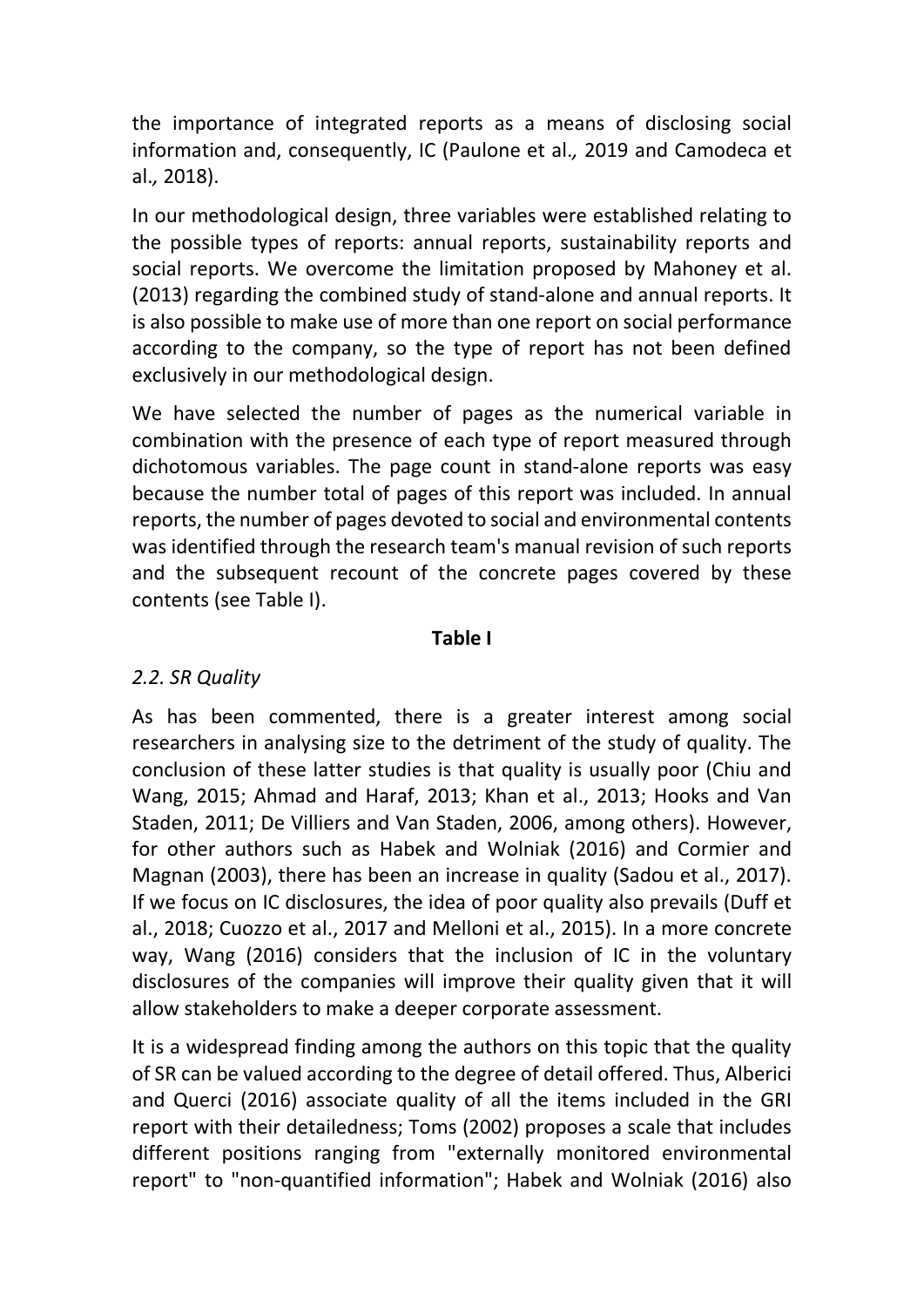the importance of integrated reports as a means of disclosing social information and, consequently, IC (Paulone et al*.,* 2019 and Camodeca et al*.,* 2018).

In our methodological design, three variables were established relating to the possible types of reports: annual reports, sustainability reports and social reports. We overcome the limitation proposed by Mahoney et al. (2013) regarding the combined study of stand-alone and annual reports. It is also possible to make use of more than one report on social performance according to the company, so the type of report has not been defined exclusively in our methodological design.

We have selected the number of pages as the numerical variable in combination with the presence of each type of report measured through dichotomous variables. The page count in stand-alone reports was easy because the number total of pages of this report was included. In annual reports, the number of pages devoted to social and environmental contents was identified through the research team's manual revision of such reports and the subsequent recount of the concrete pages covered by these contents (see Table I).

**Table I**

*2.2. SR Quality*

As has been commented, there is a greater interest among social researchers in analysing size to the detriment of the study of quality. The conclusion of these latter studies is that quality is usually poor (Chiu and Wang, 2015; Ahmad and Haraf, 2013; Khan et al., 2013; Hooks and Van Staden, 2011; De Villiers and Van Staden, 2006, among others). However, for other authors such as Habek and Wolniak (2016) and Cormier and Magnan (2003), there has been an increase in quality (Sadou et al., 2017). If we focus on IC disclosures, the idea of poor quality also prevails (Duff et al., 2018; Cuozzo et al., 2017 and Melloni et al., 2015). In a more concrete way, Wang (2016) considers that the inclusion of IC in the voluntary disclosures of the companies will improve their quality given that it will allow stakeholders to make a deeper corporate assessment.

It is a widespread finding among the authors on this topic that the quality of SR can be valued according to the degree of detail offered. Thus, Alberici and Querci (2016) associate quality of all the items included in the GRI report with their detailedness; Toms (2002) proposes a scale that includes different positions ranging from "externally monitored environmental report" to "non-quantified information"; Habek and Wolniak (2016) also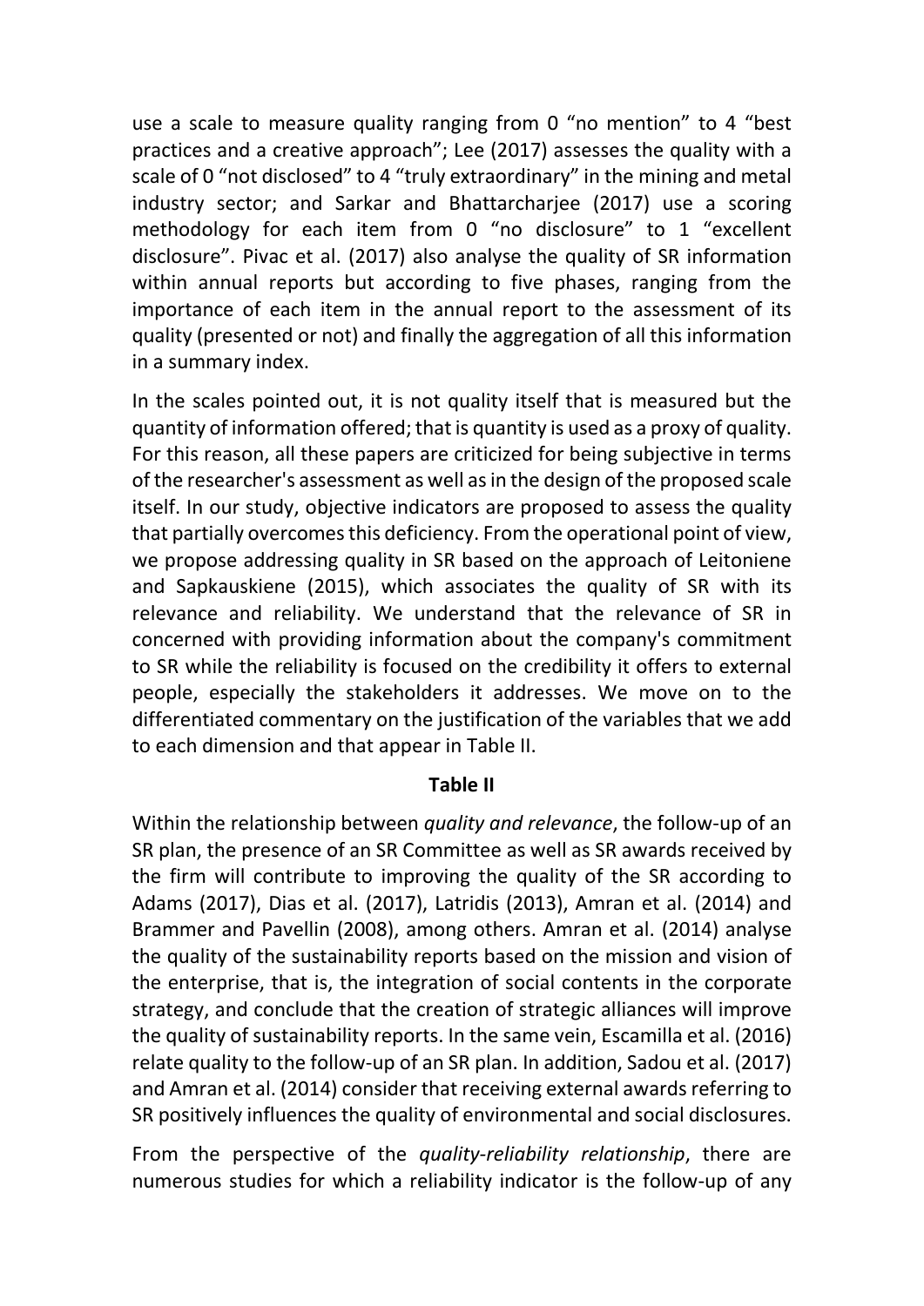use a scale to measure quality ranging from 0 "no mention" to 4 "best practices and a creative approach"; Lee (2017) assesses the quality with a scale of 0 "not disclosed" to 4 "truly extraordinary" in the mining and metal industry sector; and Sarkar and Bhattarcharjee (2017) use a scoring methodology for each item from 0 "no disclosure" to 1 "excellent disclosure". Pivac et al. (2017) also analyse the quality of SR information within annual reports but according to five phases, ranging from the importance of each item in the annual report to the assessment of its quality (presented or not) and finally the aggregation of all this information in a summary index.

In the scales pointed out, it is not quality itself that is measured but the quantity of information offered; that is quantity is used as a proxy of quality. For this reason, all these papers are criticized for being subjective in terms of the researcher's assessment as well as in the design of the proposed scale itself. In our study, objective indicators are proposed to assess the quality that partially overcomes this deficiency. From the operational point of view, we propose addressing quality in SR based on the approach of Leitoniene and Sapkauskiene (2015), which associates the quality of SR with its relevance and reliability. We understand that the relevance of SR in concerned with providing information about the company's commitment to SR while the reliability is focused on the credibility it offers to external people, especially the stakeholders it addresses. We move on to the differentiated commentary on the justification of the variables that we add to each dimension and that appear in Table II.

**Table II**

Within the relationship between *quality and relevance*, the follow-up of an SR plan, the presence of an SR Committee as well as SR awards received by the firm will contribute to improving the quality of the SR according to Adams (2017), Dias et al. (2017), Latridis (2013), Amran et al. (2014) and Brammer and Pavellin (2008), among others. Amran et al. (2014) analyse the quality of the sustainability reports based on the mission and vision of the enterprise, that is, the integration of social contents in the corporate strategy, and conclude that the creation of strategic alliances will improve the quality of sustainability reports. In the same vein, Escamilla et al. (2016) relate quality to the follow-up of an SR plan. In addition, Sadou et al. (2017) and Amran et al. (2014) consider that receiving external awards referring to SR positively influences the quality of environmental and social disclosures.

From the perspective of the *quality-reliability relationship*, there are numerous studies for which a reliability indicator is the follow-up of any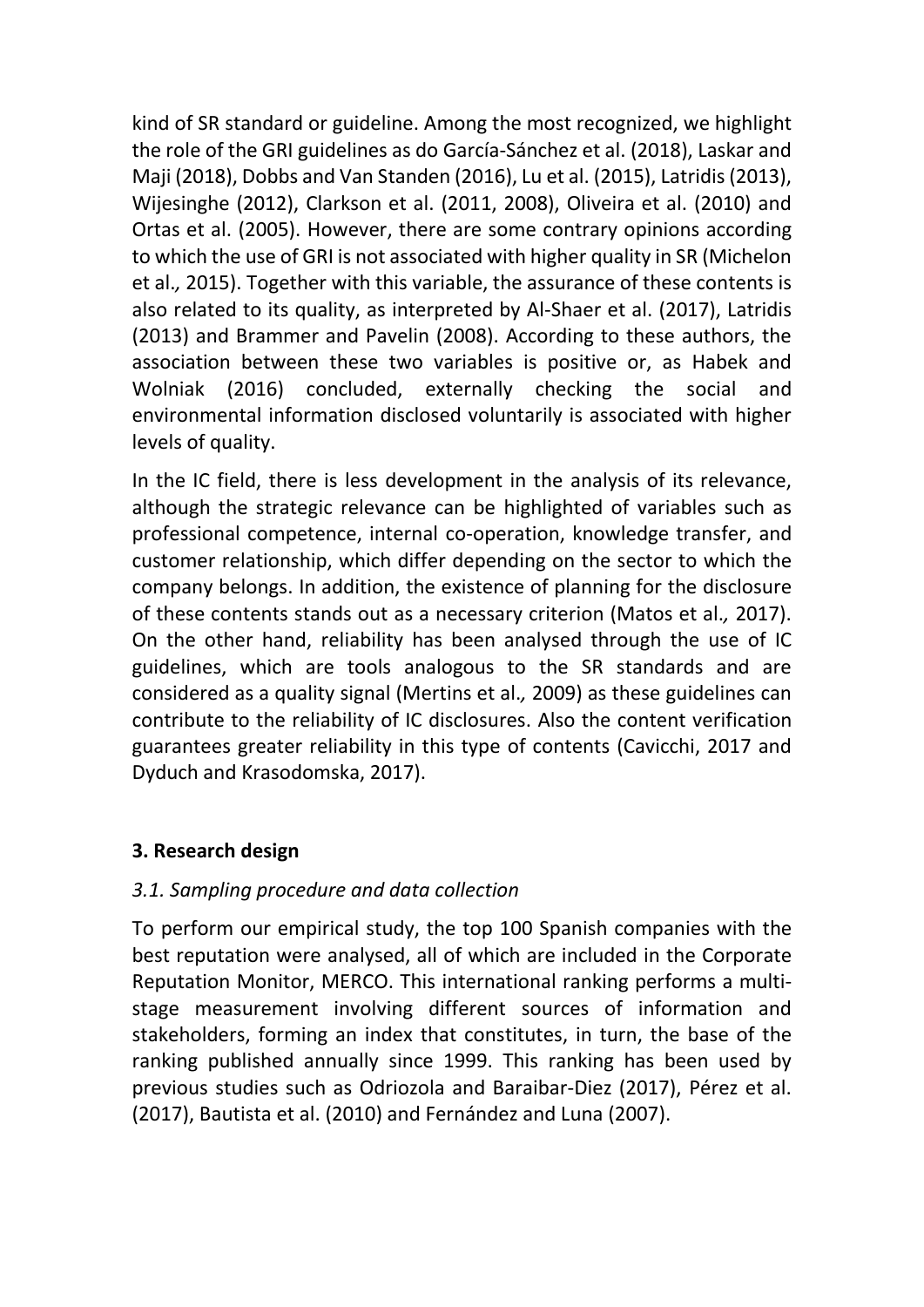kind of SR standard or guideline. Among the most recognized, we highlight the role of the GRI guidelines as do García-Sánchez et al. (2018), Laskar and Maji (2018), Dobbs and Van Standen (2016), Lu et al. (2015), Latridis (2013), Wijesinghe (2012), Clarkson et al. (2011, 2008), Oliveira et al. (2010) and Ortas et al. (2005). However, there are some contrary opinions according to which the use of GRI is not associated with higher quality in SR (Michelon et al*.,* 2015). Together with this variable, the assurance of these contents is also related to its quality, as interpreted by Al-Shaer et al. (2017), Latridis (2013) and Brammer and Pavelin (2008). According to these authors, the association between these two variables is positive or, as Habek and Wolniak (2016) concluded, externally checking the social and environmental information disclosed voluntarily is associated with higher levels of quality.

In the IC field, there is less development in the analysis of its relevance, although the strategic relevance can be highlighted of variables such as professional competence, internal co-operation, knowledge transfer, and customer relationship, which differ depending on the sector to which the company belongs. In addition, the existence of planning for the disclosure of these contents stands out as a necessary criterion (Matos et al*.,* 2017). On the other hand, reliability has been analysed through the use of IC guidelines, which are tools analogous to the SR standards and are considered as a quality signal (Mertins et al*.,* 2009) as these guidelines can contribute to the reliability of IC disclosures. Also the content verification guarantees greater reliability in this type of contents (Cavicchi, 2017 and Dyduch and Krasodomska, 2017).

## 3. Research design

### *3.1. Sampling procedure and data collection*

To perform our empirical study, the top 100 Spanish companies with the best reputation were analysed, all of which are included in the Corporate Reputation Monitor, MERCO. This international ranking performs a multi-stage measurement involving different sources of information and stakeholders, forming an index that constitutes, in turn, the base of the ranking published annually since 1999. This ranking has been used by previous studies such as Odriozola and Baraibar-Diez (2017), Pérez et al. (2017), Bautista et al. (2010) and Fernández and Luna (2007).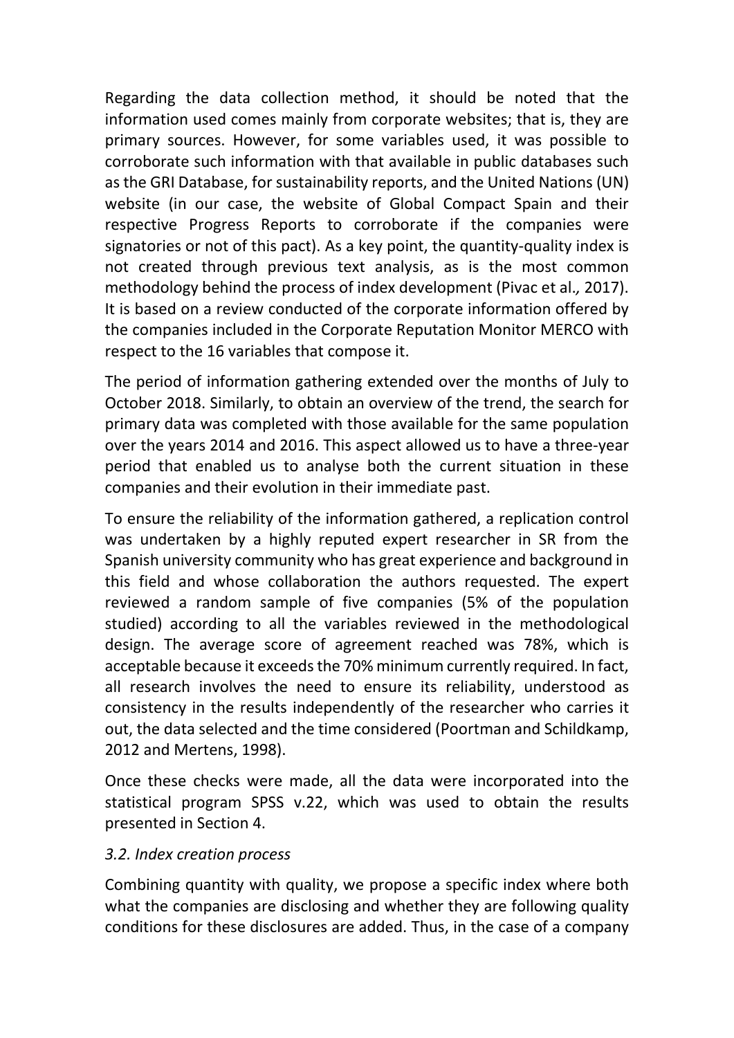Regarding the data collection method, it should be noted that the information used comes mainly from corporate websites; that is, they are primary sources. However, for some variables used, it was possible to corroborate such information with that available in public databases such as the GRI Database, for sustainability reports, and the United Nations (UN) website (in our case, the website of Global Compact Spain and their respective Progress Reports to corroborate if the companies were signatories or not of this pact). As a key point, the quantity-quality index is not created through previous text analysis, as is the most common methodology behind the process of index development (Pivac et al*.,* 2017). It is based on a review conducted of the corporate information offered by the companies included in the Corporate Reputation Monitor MERCO with respect to the 16 variables that compose it.

The period of information gathering extended over the months of July to October 2018. Similarly, to obtain an overview of the trend, the search for primary data was completed with those available for the same population over the years 2014 and 2016. This aspect allowed us to have a three-year period that enabled us to analyse both the current situation in these companies and their evolution in their immediate past.

To ensure the reliability of the information gathered, a replication control was undertaken by a highly reputed expert researcher in SR from the Spanish university community who has great experience and background in this field and whose collaboration the authors requested. The expert reviewed a random sample of five companies (5% of the population studied) according to all the variables reviewed in the methodological design. The average score of agreement reached was 78%, which is acceptable because it exceeds the 70% minimum currently required. In fact, all research involves the need to ensure its reliability, understood as consistency in the results independently of the researcher who carries it out, the data selected and the time considered (Poortman and Schildkamp, 2012 and Mertens, 1998).

Once these checks were made, all the data were incorporated into the statistical program SPSS v.22, which was used to obtain the results presented in Section 4.

### *3.2. Index creation process*

Combining quantity with quality, we propose a specific index where both what the companies are disclosing and whether they are following quality conditions for these disclosures are added. Thus, in the case of a company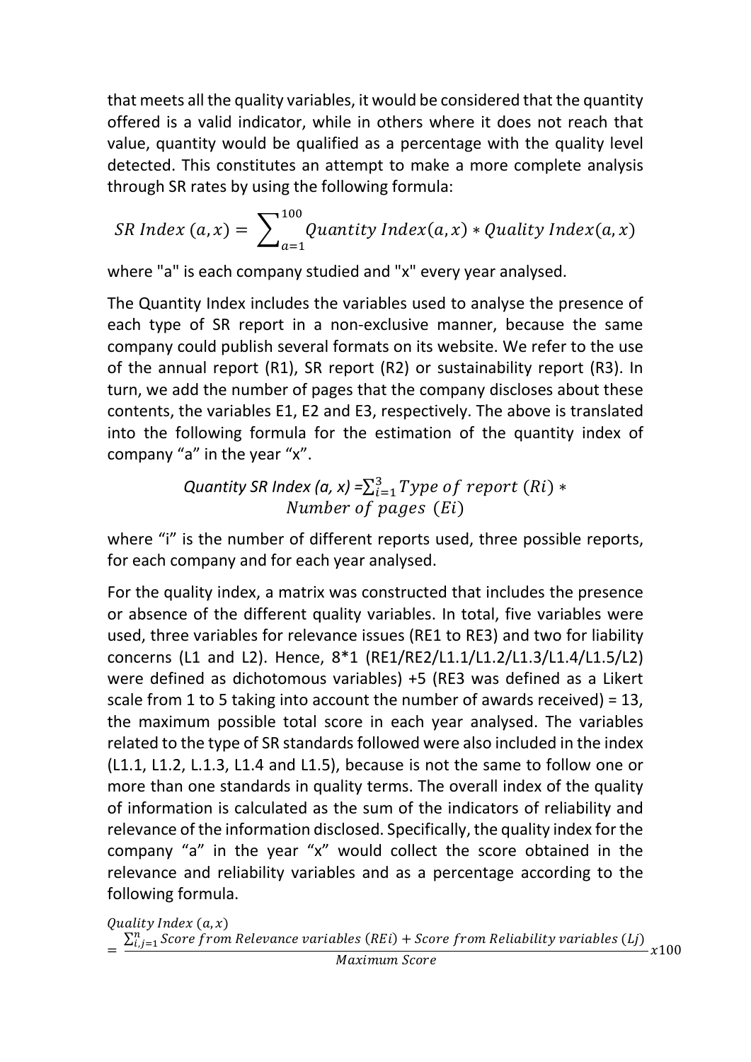that meets all the quality variables, it would be considered that the quantity offered is a valid indicator, while in others where it does not reach that value, quantity would be qualified as a percentage with the quality level detected. This constitutes an attempt to make a more complete analysis through SR rates by using the following formula:

$$SR\ Index\ (a,x) = \sum_{a=1}^{100} Quantity\ Index(a,x) * Quality\ Index(a,x)$$

where "a" is each company studied and "x" every year analysed.

The Quantity Index includes the variables used to analyse the presence of each type of SR report in a non-exclusive manner, because the same company could publish several formats on its website. We refer to the use of the annual report (R1), SR report (R2) or sustainability report (R3). In turn, we add the number of pages that the company discloses about these contents, the variables E1, E2 and E3, respectively. The above is translated into the following formula for the estimation of the quantity index of company "a" in the year "x".

$$Quantity\ SR\ Index\ (a,x) = \sum_{i=1}^{3} Type\ of\ report\ (Ri) * Number\ of\ pages\ (Ei)$$

where "i" is the number of different reports used, three possible reports, for each company and for each year analysed.

For the quality index, a matrix was constructed that includes the presence or absence of the different quality variables. In total, five variables were used, three variables for relevance issues (RE1 to RE3) and two for liability concerns (L1 and L2). Hence, 8*1 (RE1/RE2/L1.1/L1.2/L1.3/L1.4/L1.5/L2) were defined as dichotomous variables) +5 (RE3 was defined as a Likert scale from 1 to 5 taking into account the number of awards received) = 13, the maximum possible total score in each year analysed. The variables related to the type of SR standards followed were also included in the index (L1.1, L1.2, L.1.3, L1.4 and L1.5), because is not the same to follow one or more than one standards in quality terms. The overall index of the quality of information is calculated as the sum of the indicators of reliability and relevance of the information disclosed. Specifically, the quality index for the company "a" in the year "x" would collect the score obtained in the relevance and reliability variables and as a percentage according to the following formula.

$$Quality\ Index\ (a,x) = \frac{\sum_{i,j=1}^{n} Score\ from\ Relevance\ variables\ (REi) + Score\ from\ Reliability\ variables\ (Lj)}{Maximum\ Score} x100$$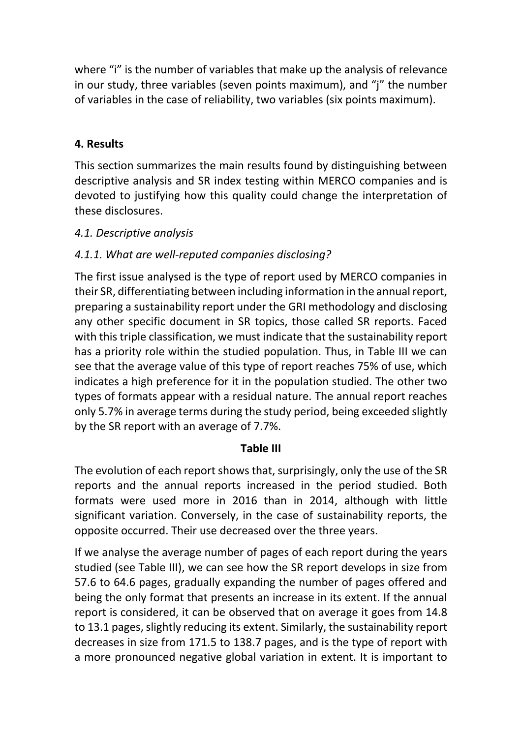where "i" is the number of variables that make up the analysis of relevance in our study, three variables (seven points maximum), and "j" the number of variables in the case of reliability, two variables (six points maximum).

## 4. Results

This section summarizes the main results found by distinguishing between descriptive analysis and SR index testing within MERCO companies and is devoted to justifying how this quality could change the interpretation of these disclosures.

### *4.1. Descriptive analysis*

#### *4.1.1. What are well-reputed companies disclosing?*

The first issue analysed is the type of report used by MERCO companies in their SR, differentiating between including information in the annual report, preparing a sustainability report under the GRI methodology and disclosing any other specific document in SR topics, those called SR reports. Faced with this triple classification, we must indicate that the sustainability report has a priority role within the studied population. Thus, in Table III we can see that the average value of this type of report reaches 75% of use, which indicates a high preference for it in the population studied. The other two types of formats appear with a residual nature. The annual report reaches only 5.7% in average terms during the study period, being exceeded slightly by the SR report with an average of 7.7%.

**Table III**

The evolution of each report shows that, surprisingly, only the use of the SR reports and the annual reports increased in the period studied. Both formats were used more in 2016 than in 2014, although with little significant variation. Conversely, in the case of sustainability reports, the opposite occurred. Their use decreased over the three years.

If we analyse the average number of pages of each report during the years studied (see Table III), we can see how the SR report develops in size from 57.6 to 64.6 pages, gradually expanding the number of pages offered and being the only format that presents an increase in its extent. If the annual report is considered, it can be observed that on average it goes from 14.8 to 13.1 pages, slightly reducing its extent. Similarly, the sustainability report decreases in size from 171.5 to 138.7 pages, and is the type of report with a more pronounced negative global variation in extent. It is important to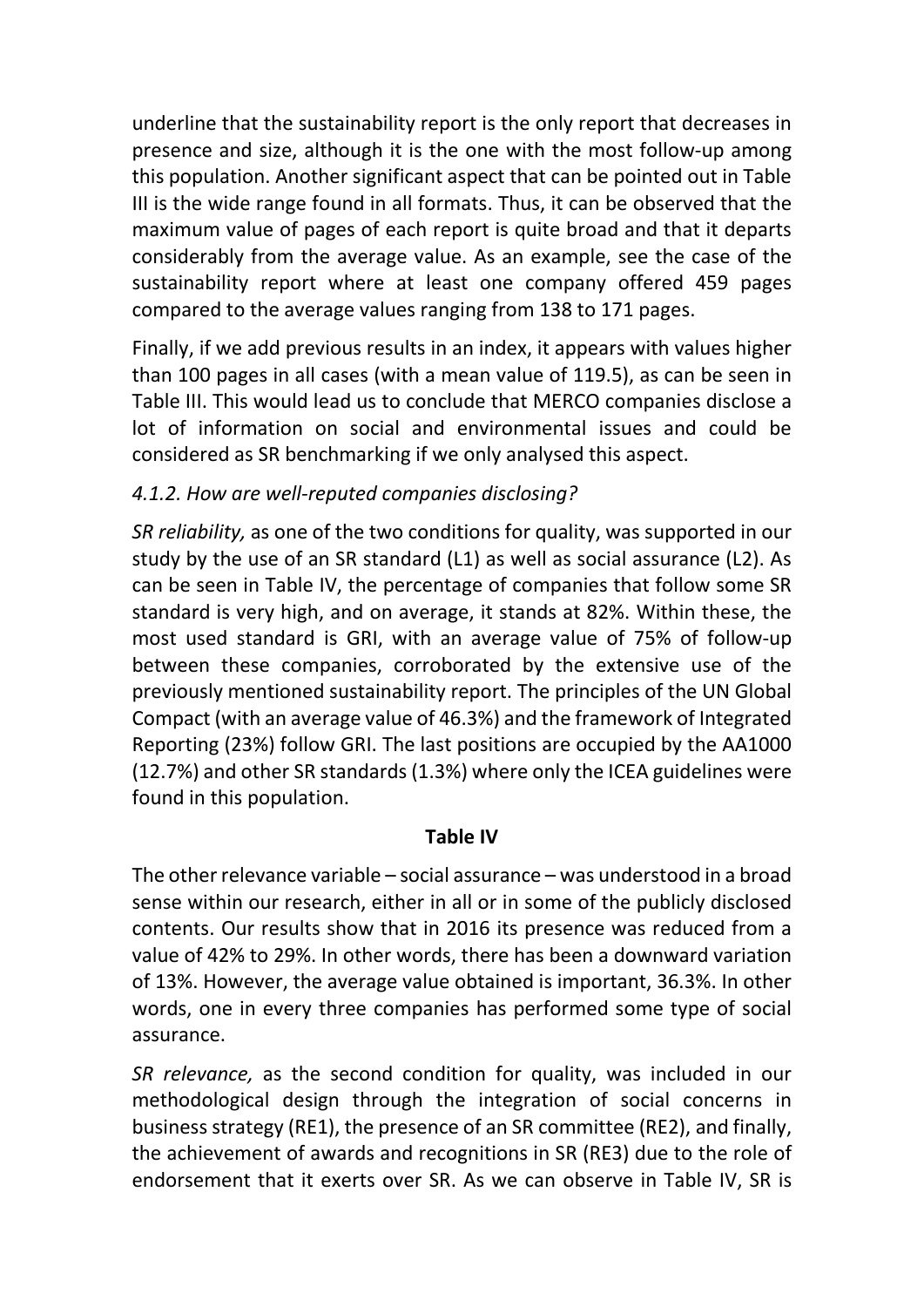underline that the sustainability report is the only report that decreases in presence and size, although it is the one with the most follow-up among this population. Another significant aspect that can be pointed out in Table III is the wide range found in all formats. Thus, it can be observed that the maximum value of pages of each report is quite broad and that it departs considerably from the average value. As an example, see the case of the sustainability report where at least one company offered 459 pages compared to the average values ranging from 138 to 171 pages.

Finally, if we add previous results in an index, it appears with values higher than 100 pages in all cases (with a mean value of 119.5), as can be seen in Table III. This would lead us to conclude that MERCO companies disclose a lot of information on social and environmental issues and could be considered as SR benchmarking if we only analysed this aspect.

#### *4.1.2. How are well-reputed companies disclosing?*

*SR reliability,* as one of the two conditions for quality, was supported in our study by the use of an SR standard (L1) as well as social assurance (L2). As can be seen in Table IV, the percentage of companies that follow some SR standard is very high, and on average, it stands at 82%. Within these, the most used standard is GRI, with an average value of 75% of follow-up between these companies, corroborated by the extensive use of the previously mentioned sustainability report. The principles of the UN Global Compact (with an average value of 46.3%) and the framework of Integrated Reporting (23%) follow GRI. The last positions are occupied by the AA1000 (12.7%) and other SR standards (1.3%) where only the ICEA guidelines were found in this population.

**Table IV**

The other relevance variable – social assurance – was understood in a broad sense within our research, either in all or in some of the publicly disclosed contents. Our results show that in 2016 its presence was reduced from a value of 42% to 29%. In other words, there has been a downward variation of 13%. However, the average value obtained is important, 36.3%. In other words, one in every three companies has performed some type of social assurance.

*SR relevance,* as the second condition for quality, was included in our methodological design through the integration of social concerns in business strategy (RE1), the presence of an SR committee (RE2), and finally, the achievement of awards and recognitions in SR (RE3) due to the role of endorsement that it exerts over SR. As we can observe in Table IV, SR is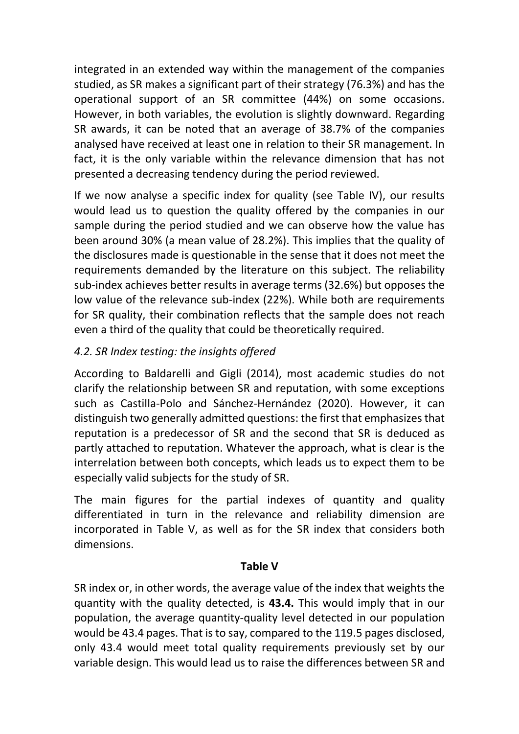integrated in an extended way within the management of the companies studied, as SR makes a significant part of their strategy (76.3%) and has the operational support of an SR committee (44%) on some occasions. However, in both variables, the evolution is slightly downward. Regarding SR awards, it can be noted that an average of 38.7% of the companies analysed have received at least one in relation to their SR management. In fact, it is the only variable within the relevance dimension that has not presented a decreasing tendency during the period reviewed.

If we now analyse a specific index for quality (see Table IV), our results would lead us to question the quality offered by the companies in our sample during the period studied and we can observe how the value has been around 30% (a mean value of 28.2%). This implies that the quality of the disclosures made is questionable in the sense that it does not meet the requirements demanded by the literature on this subject. The reliability sub-index achieves better results in average terms (32.6%) but opposes the low value of the relevance sub-index (22%). While both are requirements for SR quality, their combination reflects that the sample does not reach even a third of the quality that could be theoretically required.

### *4.2. SR Index testing: the insights offered*

According to Baldarelli and Gigli (2014), most academic studies do not clarify the relationship between SR and reputation, with some exceptions such as Castilla-Polo and Sánchez-Hernández (2020). However, it can distinguish two generally admitted questions: the first that emphasizes that reputation is a predecessor of SR and the second that SR is deduced as partly attached to reputation. Whatever the approach, what is clear is the interrelation between both concepts, which leads us to expect them to be especially valid subjects for the study of SR.

The main figures for the partial indexes of quantity and quality differentiated in turn in the relevance and reliability dimension are incorporated in Table V, as well as for the SR index that considers both dimensions.

**Table V**

SR index or, in other words, the average value of the index that weights the quantity with the quality detected, is **43.4.** This would imply that in our population, the average quantity-quality level detected in our population would be 43.4 pages. That is to say, compared to the 119.5 pages disclosed, only 43.4 would meet total quality requirements previously set by our variable design. This would lead us to raise the differences between SR and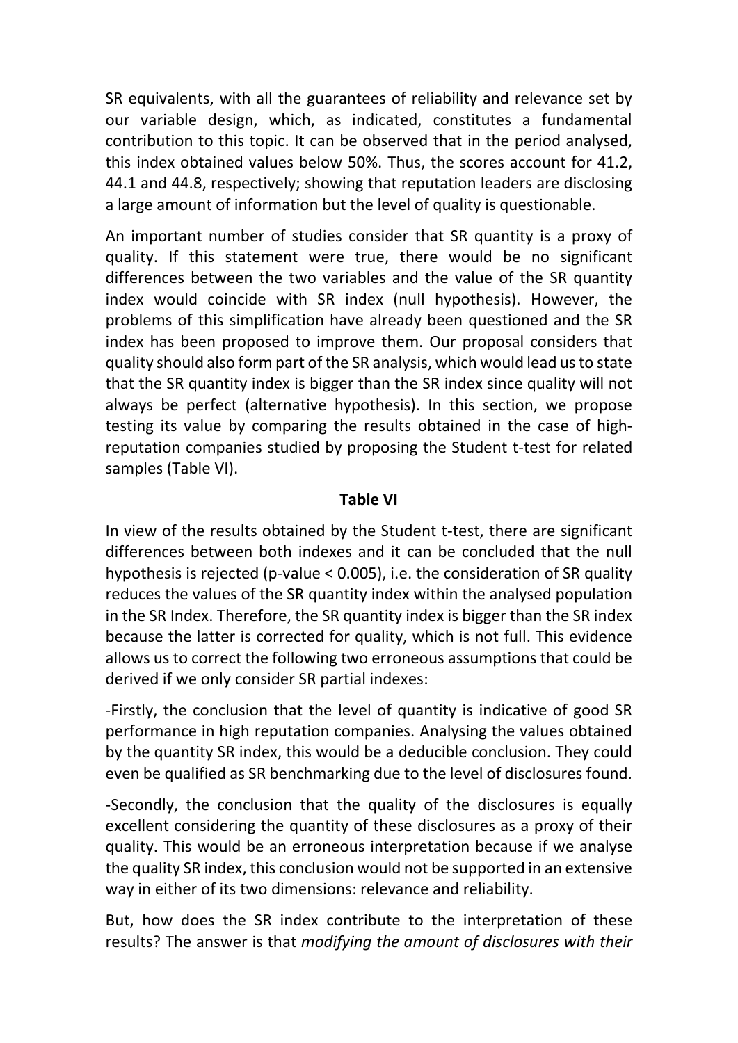SR equivalents, with all the guarantees of reliability and relevance set by our variable design, which, as indicated, constitutes a fundamental contribution to this topic. It can be observed that in the period analysed, this index obtained values below 50%. Thus, the scores account for 41.2, 44.1 and 44.8, respectively; showing that reputation leaders are disclosing a large amount of information but the level of quality is questionable.

An important number of studies consider that SR quantity is a proxy of quality. If this statement were true, there would be no significant differences between the two variables and the value of the SR quantity index would coincide with SR index (null hypothesis). However, the problems of this simplification have already been questioned and the SR index has been proposed to improve them. Our proposal considers that quality should also form part of the SR analysis, which would lead us to state that the SR quantity index is bigger than the SR index since quality will not always be perfect (alternative hypothesis). In this section, we propose testing its value by comparing the results obtained in the case of high-reputation companies studied by proposing the Student t-test for related samples (Table VI).

**Table VI**

In view of the results obtained by the Student t-test, there are significant differences between both indexes and it can be concluded that the null hypothesis is rejected (p-value < 0.005), i.e. the consideration of SR quality reduces the values of the SR quantity index within the analysed population in the SR Index. Therefore, the SR quantity index is bigger than the SR index because the latter is corrected for quality, which is not full. This evidence allows us to correct the following two erroneous assumptions that could be derived if we only consider SR partial indexes:

-Firstly, the conclusion that the level of quantity is indicative of good SR performance in high reputation companies. Analysing the values obtained by the quantity SR index, this would be a deducible conclusion. They could even be qualified as SR benchmarking due to the level of disclosures found.

-Secondly, the conclusion that the quality of the disclosures is equally excellent considering the quantity of these disclosures as a proxy of their quality. This would be an erroneous interpretation because if we analyse the quality SR index, this conclusion would not be supported in an extensive way in either of its two dimensions: relevance and reliability.

But, how does the SR index contribute to the interpretation of these results? The answer is that *modifying the amount of disclosures with their*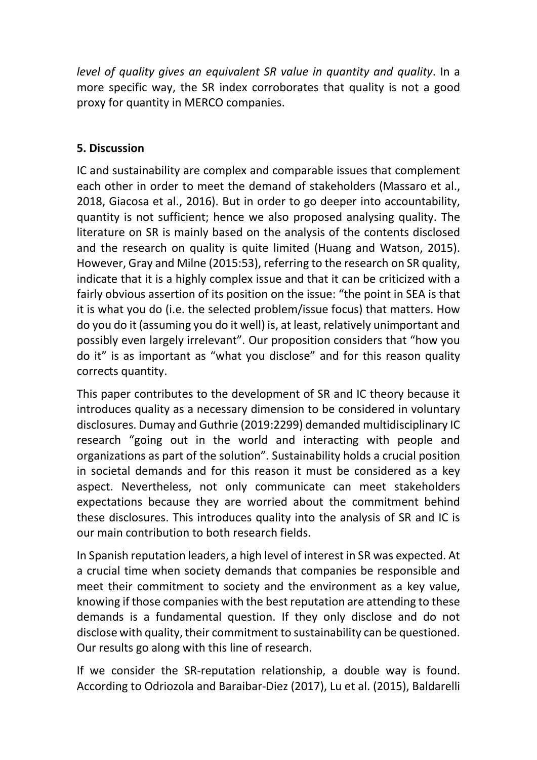*level of quality gives an equivalent SR value in quantity and quality*. In a more specific way, the SR index corroborates that quality is not a good proxy for quantity in MERCO companies.

## 5. Discussion

IC and sustainability are complex and comparable issues that complement each other in order to meet the demand of stakeholders (Massaro et al., 2018, Giacosa et al., 2016). But in order to go deeper into accountability, quantity is not sufficient; hence we also proposed analysing quality. The literature on SR is mainly based on the analysis of the contents disclosed and the research on quality is quite limited (Huang and Watson, 2015). However, Gray and Milne (2015:53), referring to the research on SR quality, indicate that it is a highly complex issue and that it can be criticized with a fairly obvious assertion of its position on the issue: "the point in SEA is that it is what you do (i.e. the selected problem/issue focus) that matters. How do you do it (assuming you do it well) is, at least, relatively unimportant and possibly even largely irrelevant". Our proposition considers that "how you do it" is as important as "what you disclose" and for this reason quality corrects quantity.

This paper contributes to the development of SR and IC theory because it introduces quality as a necessary dimension to be considered in voluntary disclosures. Dumay and Guthrie (2019:2299) demanded multidisciplinary IC research "going out in the world and interacting with people and organizations as part of the solution". Sustainability holds a crucial position in societal demands and for this reason it must be considered as a key aspect. Nevertheless, not only communicate can meet stakeholders expectations because they are worried about the commitment behind these disclosures. This introduces quality into the analysis of SR and IC is our main contribution to both research fields.

In Spanish reputation leaders, a high level of interest in SR was expected. At a crucial time when society demands that companies be responsible and meet their commitment to society and the environment as a key value, knowing if those companies with the best reputation are attending to these demands is a fundamental question. If they only disclose and do not disclose with quality, their commitment to sustainability can be questioned. Our results go along with this line of research.

If we consider the SR-reputation relationship, a double way is found. According to Odriozola and Baraibar-Diez (2017), Lu et al. (2015), Baldarelli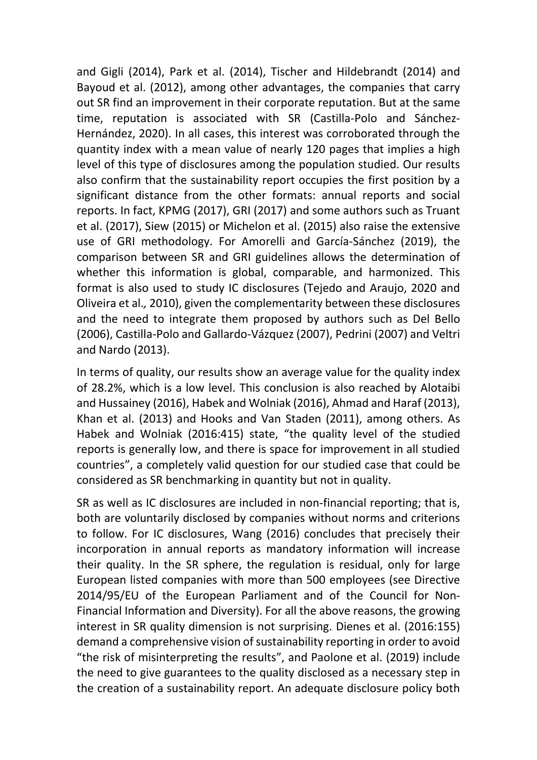and Gigli (2014), Park et al. (2014), Tischer and Hildebrandt (2014) and Bayoud et al. (2012), among other advantages, the companies that carry out SR find an improvement in their corporate reputation. But at the same time, reputation is associated with SR (Castilla-Polo and Sánchez-Hernández, 2020). In all cases, this interest was corroborated through the quantity index with a mean value of nearly 120 pages that implies a high level of this type of disclosures among the population studied. Our results also confirm that the sustainability report occupies the first position by a significant distance from the other formats: annual reports and social reports. In fact, KPMG (2017), GRI (2017) and some authors such as Truant et al. (2017), Siew (2015) or Michelon et al. (2015) also raise the extensive use of GRI methodology. For Amorelli and García-Sánchez (2019), the comparison between SR and GRI guidelines allows the determination of whether this information is global, comparable, and harmonized. This format is also used to study IC disclosures (Tejedo and Araujo, 2020 and Oliveira et al*.,* 2010), given the complementarity between these disclosures and the need to integrate them proposed by authors such as Del Bello (2006), Castilla-Polo and Gallardo-Vázquez (2007), Pedrini (2007) and Veltri and Nardo (2013).

In terms of quality, our results show an average value for the quality index of 28.2%, which is a low level. This conclusion is also reached by Alotaibi and Hussainey (2016), Habek and Wolniak (2016), Ahmad and Haraf (2013), Khan et al. (2013) and Hooks and Van Staden (2011), among others. As Habek and Wolniak (2016:415) state, "the quality level of the studied reports is generally low, and there is space for improvement in all studied countries", a completely valid question for our studied case that could be considered as SR benchmarking in quantity but not in quality.

SR as well as IC disclosures are included in non-financial reporting; that is, both are voluntarily disclosed by companies without norms and criterions to follow. For IC disclosures, Wang (2016) concludes that precisely their incorporation in annual reports as mandatory information will increase their quality. In the SR sphere, the regulation is residual, only for large European listed companies with more than 500 employees (see Directive 2014/95/EU of the European Parliament and of the Council for Non-Financial Information and Diversity). For all the above reasons, the growing interest in SR quality dimension is not surprising. Dienes et al. (2016:155) demand a comprehensive vision of sustainability reporting in order to avoid "the risk of misinterpreting the results", and Paolone et al. (2019) include the need to give guarantees to the quality disclosed as a necessary step in the creation of a sustainability report. An adequate disclosure policy both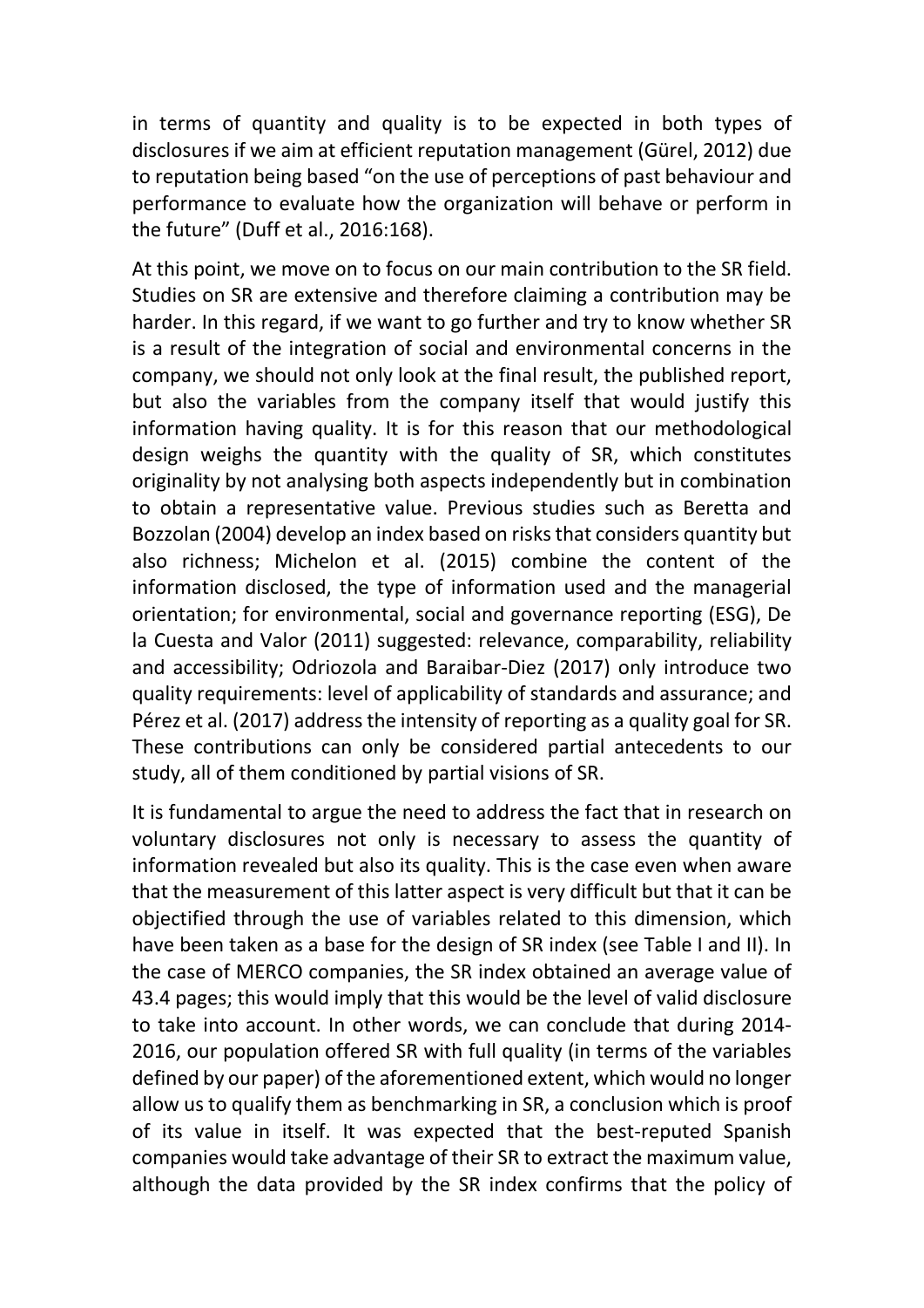in terms of quantity and quality is to be expected in both types of disclosures if we aim at efficient reputation management (Gürel, 2012) due to reputation being based "on the use of perceptions of past behaviour and performance to evaluate how the organization will behave or perform in the future" (Duff et al., 2016:168).

At this point, we move on to focus on our main contribution to the SR field. Studies on SR are extensive and therefore claiming a contribution may be harder. In this regard, if we want to go further and try to know whether SR is a result of the integration of social and environmental concerns in the company, we should not only look at the final result, the published report, but also the variables from the company itself that would justify this information having quality. It is for this reason that our methodological design weighs the quantity with the quality of SR, which constitutes originality by not analysing both aspects independently but in combination to obtain a representative value. Previous studies such as Beretta and Bozzolan (2004) develop an index based on risks that considers quantity but also richness; Michelon et al. (2015) combine the content of the information disclosed, the type of information used and the managerial orientation; for environmental, social and governance reporting (ESG), De la Cuesta and Valor (2011) suggested: relevance, comparability, reliability and accessibility; Odriozola and Baraibar-Diez (2017) only introduce two quality requirements: level of applicability of standards and assurance; and Pérez et al. (2017) address the intensity of reporting as a quality goal for SR. These contributions can only be considered partial antecedents to our study, all of them conditioned by partial visions of SR.

It is fundamental to argue the need to address the fact that in research on voluntary disclosures not only is necessary to assess the quantity of information revealed but also its quality. This is the case even when aware that the measurement of this latter aspect is very difficult but that it can be objectified through the use of variables related to this dimension, which have been taken as a base for the design of SR index (see Table I and II). In the case of MERCO companies, the SR index obtained an average value of 43.4 pages; this would imply that this would be the level of valid disclosure to take into account. In other words, we can conclude that during 2014-2016, our population offered SR with full quality (in terms of the variables defined by our paper) of the aforementioned extent, which would no longer allow us to qualify them as benchmarking in SR, a conclusion which is proof of its value in itself. It was expected that the best-reputed Spanish companies would take advantage of their SR to extract the maximum value, although the data provided by the SR index confirms that the policy of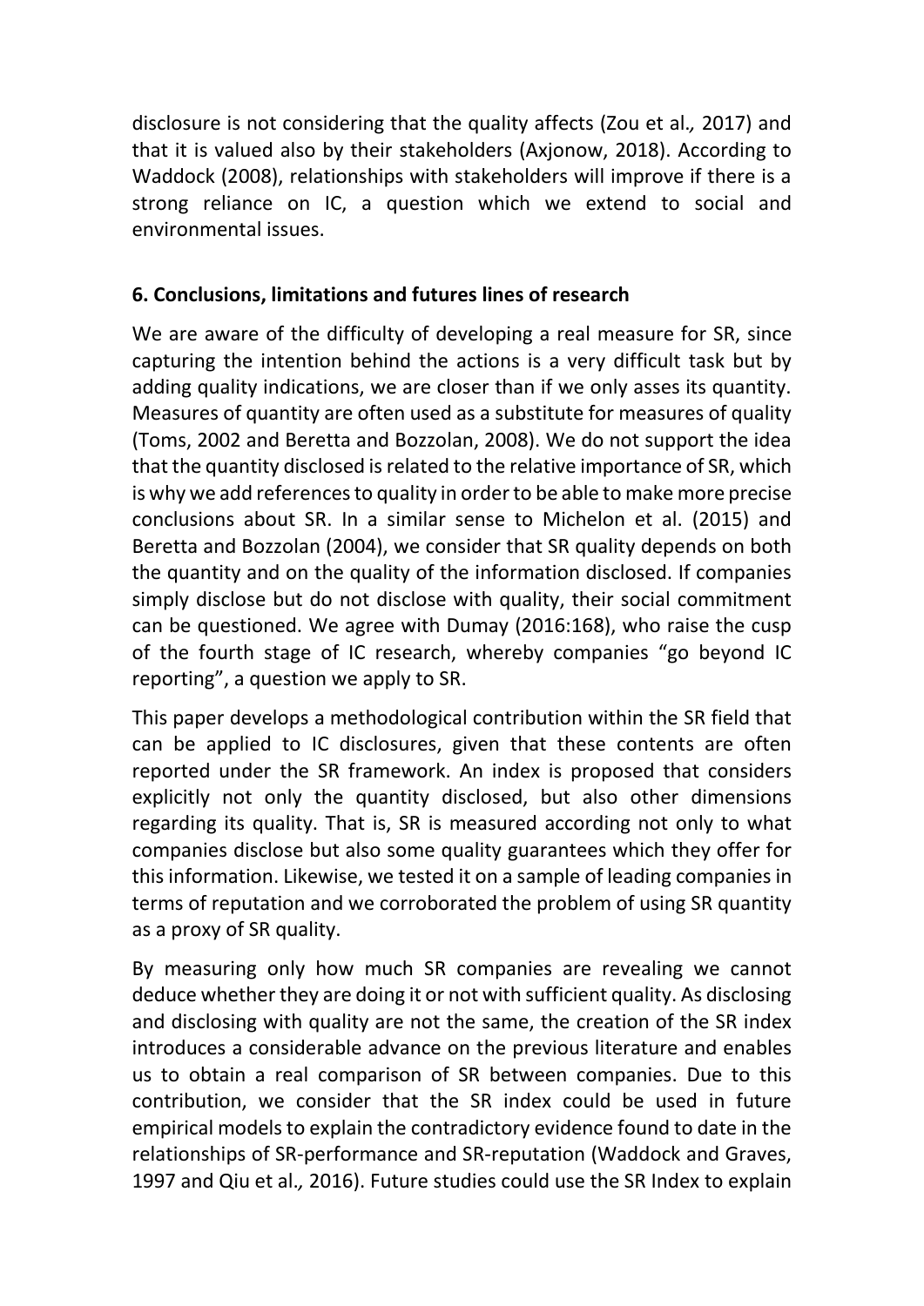disclosure is not considering that the quality affects (Zou et al*.,* 2017) and that it is valued also by their stakeholders (Axjonow, 2018). According to Waddock (2008), relationships with stakeholders will improve if there is a strong reliance on IC, a question which we extend to social and environmental issues.

## 6. Conclusions, limitations and futures lines of research

We are aware of the difficulty of developing a real measure for SR, since capturing the intention behind the actions is a very difficult task but by adding quality indications, we are closer than if we only asses its quantity. Measures of quantity are often used as a substitute for measures of quality (Toms, 2002 and Beretta and Bozzolan, 2008). We do not support the idea that the quantity disclosed is related to the relative importance of SR, which is why we add references to quality in order to be able to make more precise conclusions about SR. In a similar sense to Michelon et al. (2015) and Beretta and Bozzolan (2004), we consider that SR quality depends on both the quantity and on the quality of the information disclosed. If companies simply disclose but do not disclose with quality, their social commitment can be questioned. We agree with Dumay (2016:168), who raise the cusp of the fourth stage of IC research, whereby companies "go beyond IC reporting", a question we apply to SR.

This paper develops a methodological contribution within the SR field that can be applied to IC disclosures, given that these contents are often reported under the SR framework. An index is proposed that considers explicitly not only the quantity disclosed, but also other dimensions regarding its quality. That is, SR is measured according not only to what companies disclose but also some quality guarantees which they offer for this information. Likewise, we tested it on a sample of leading companies in terms of reputation and we corroborated the problem of using SR quantity as a proxy of SR quality.

By measuring only how much SR companies are revealing we cannot deduce whether they are doing it or not with sufficient quality. As disclosing and disclosing with quality are not the same, the creation of the SR index introduces a considerable advance on the previous literature and enables us to obtain a real comparison of SR between companies. Due to this contribution, we consider that the SR index could be used in future empirical models to explain the contradictory evidence found to date in the relationships of SR-performance and SR-reputation (Waddock and Graves, 1997 and Qiu et al*.,* 2016). Future studies could use the SR Index to explain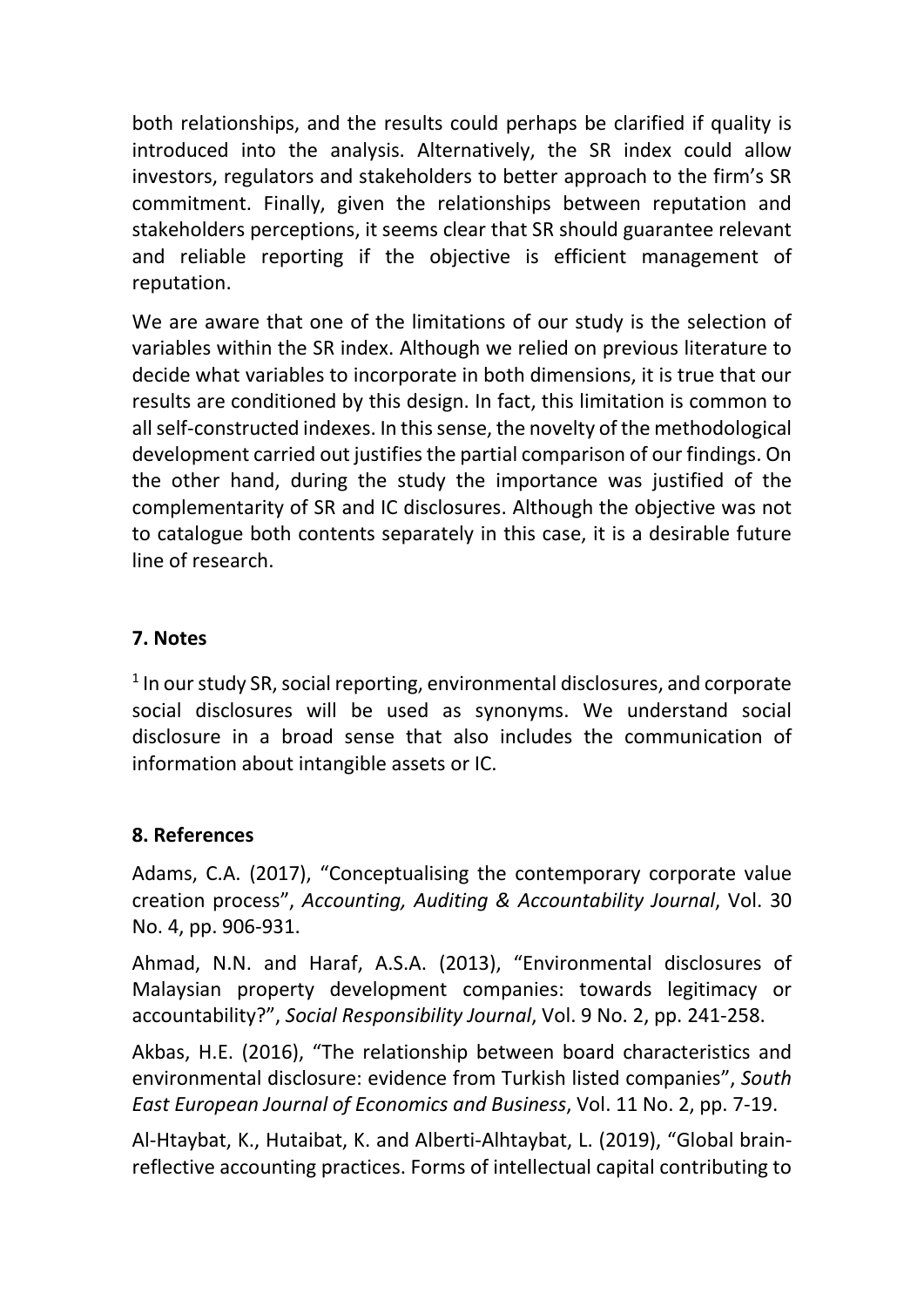both relationships, and the results could perhaps be clarified if quality is introduced into the analysis. Alternatively, the SR index could allow investors, regulators and stakeholders to better approach to the firm's SR commitment. Finally, given the relationships between reputation and stakeholders perceptions, it seems clear that SR should guarantee relevant and reliable reporting if the objective is efficient management of reputation.

We are aware that one of the limitations of our study is the selection of variables within the SR index. Although we relied on previous literature to decide what variables to incorporate in both dimensions, it is true that our results are conditioned by this design. In fact, this limitation is common to all self-constructed indexes. In this sense, the novelty of the methodological development carried out justifies the partial comparison of our findings. On the other hand, during the study the importance was justified of the complementarity of SR and IC disclosures. Although the objective was not to catalogue both contents separately in this case, it is a desirable future line of research.

## 7. Notes

[1] In our study SR, social reporting, environmental disclosures, and corporate social disclosures will be used as synonyms. We understand social disclosure in a broad sense that also includes the communication of information about intangible assets or IC.

## 8. References

Adams, C.A. (2017), "Conceptualising the contemporary corporate value creation process", *Accounting, Auditing & Accountability Journal*, Vol. 30 No. 4, pp. 906-931.

Ahmad, N.N. and Haraf, A.S.A. (2013), "Environmental disclosures of Malaysian property development companies: towards legitimacy or accountability?", *Social Responsibility Journal*, Vol. 9 No. 2, pp. 241-258.

Akbas, H.E. (2016), "The relationship between board characteristics and environmental disclosure: evidence from Turkish listed companies", *South East European Journal of Economics and Business*, Vol. 11 No. 2, pp. 7-19.

Al-Htaybat, K., Hutaibat, K. and Alberti-Alhtaybat, L. (2019), "Global brain-reflective accounting practices. Forms of intellectual capital contributing to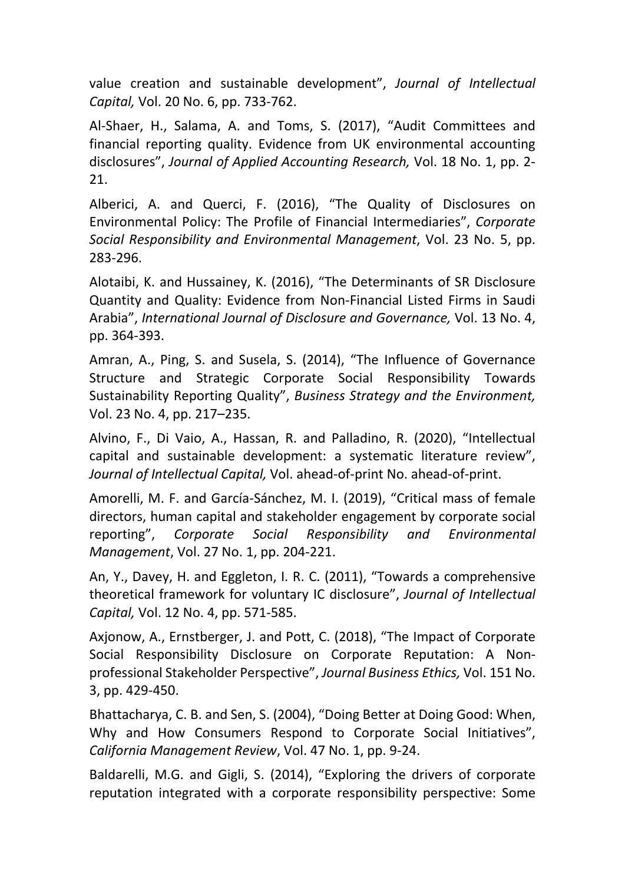value creation and sustainable development", *Journal of Intellectual Capital,* Vol. 20 No. 6, pp. 733-762.

Al-Shaer, H., Salama, A. and Toms, S. (2017), "Audit Committees and financial reporting quality. Evidence from UK environmental accounting disclosures", *Journal of Applied Accounting Research,* Vol. 18 No. 1, pp. 2-21.

Alberici, A. and Querci, F. (2016), "The Quality of Disclosures on Environmental Policy: The Profile of Financial Intermediaries", *Corporate Social Responsibility and Environmental Management*, Vol. 23 No. 5, pp. 283-296.

Alotaibi, K. and Hussainey, K. (2016), "The Determinants of SR Disclosure Quantity and Quality: Evidence from Non-Financial Listed Firms in Saudi Arabia", *International Journal of Disclosure and Governance,* Vol. 13 No. 4, pp. 364-393.

Amran, A., Ping, S. and Susela, S. (2014), "The Influence of Governance Structure and Strategic Corporate Social Responsibility Towards Sustainability Reporting Quality", *Business Strategy and the Environment,* Vol. 23 No. 4, pp. 217–235.

Alvino, F., Di Vaio, A., Hassan, R. and Palladino, R. (2020), "Intellectual capital and sustainable development: a systematic literature review", *Journal of Intellectual Capital,* Vol. ahead-of-print No. ahead-of-print.

Amorelli, M. F. and García-Sánchez, M. I. (2019), "Critical mass of female directors, human capital and stakeholder engagement by corporate social reporting", *Corporate Social Responsibility and Environmental Management*, Vol. 27 No. 1, pp. 204-221.

An, Y., Davey, H. and Eggleton, I. R. C. (2011), "Towards a comprehensive theoretical framework for voluntary IC disclosure", *Journal of Intellectual Capital,* Vol. 12 No. 4, pp. 571-585.

Axjonow, A., Ernstberger, J. and Pott, C. (2018), "The Impact of Corporate Social Responsibility Disclosure on Corporate Reputation: A Non-professional Stakeholder Perspective", *Journal Business Ethics,* Vol. 151 No. 3, pp. 429-450.

Bhattacharya, C. B. and Sen, S. (2004), "Doing Better at Doing Good: When, Why and How Consumers Respond to Corporate Social Initiatives", *California Management Review*, Vol. 47 No. 1, pp. 9-24.

Baldarelli, M.G. and Gigli, S. (2014), "Exploring the drivers of corporate reputation integrated with a corporate responsibility perspective: Some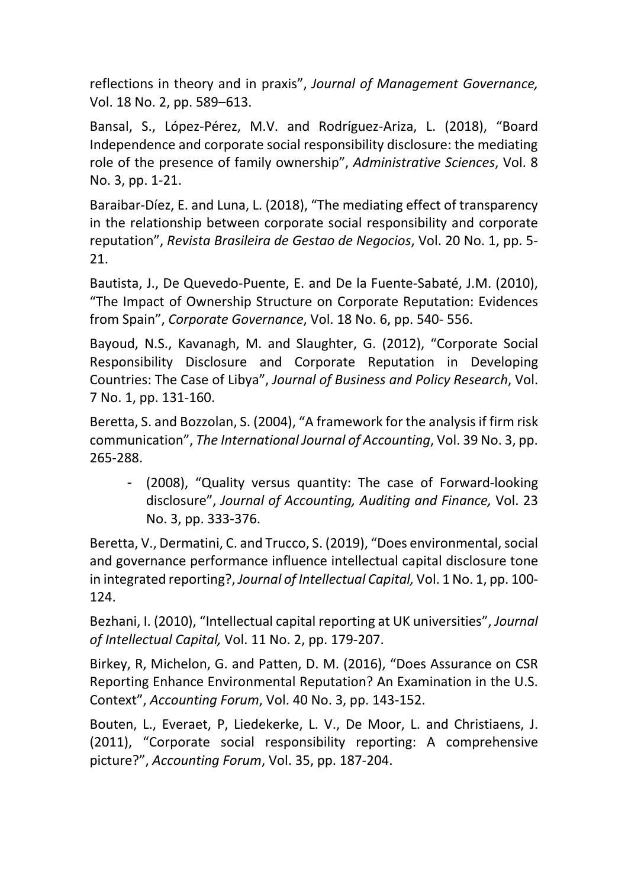reflections in theory and in praxis", *Journal of Management Governance,* Vol. 18 No. 2, pp. 589–613.

Bansal, S., López-Pérez, M.V. and Rodríguez-Ariza, L. (2018), "Board Independence and corporate social responsibility disclosure: the mediating role of the presence of family ownership", *Administrative Sciences*, Vol. 8 No. 3, pp. 1-21.

Baraibar-Díez, E. and Luna, L. (2018), "The mediating effect of transparency in the relationship between corporate social responsibility and corporate reputation", *Revista Brasileira de Gestao de Negocios*, Vol. 20 No. 1, pp. 5-21.

Bautista, J., De Quevedo-Puente, E. and De la Fuente-Sabaté, J.M. (2010), "The Impact of Ownership Structure on Corporate Reputation: Evidences from Spain", *Corporate Governance*, Vol. 18 No. 6, pp. 540- 556.

Bayoud, N.S., Kavanagh, M. and Slaughter, G. (2012), "Corporate Social Responsibility Disclosure and Corporate Reputation in Developing Countries: The Case of Libya", *Journal of Business and Policy Research*, Vol. 7 No. 1, pp. 131-160.

Beretta, S. and Bozzolan, S. (2004), "A framework for the analysis if firm risk communication", *The International Journal of Accounting*, Vol. 39 No. 3, pp. 265-288.

- (2008), "Quality versus quantity: The case of Forward-looking disclosure", *Journal of Accounting, Auditing and Finance,* Vol. 23 No. 3, pp. 333-376.

Beretta, V., Dermatini, C. and Trucco, S. (2019), "Does environmental, social and governance performance influence intellectual capital disclosure tone in integrated reporting?, *Journal of Intellectual Capital,* Vol. 1 No. 1, pp. 100-124.

Bezhani, I. (2010), "Intellectual capital reporting at UK universities", *Journal of Intellectual Capital,* Vol. 11 No. 2, pp. 179-207.

Birkey, R, Michelon, G. and Patten, D. M. (2016), "Does Assurance on CSR Reporting Enhance Environmental Reputation? An Examination in the U.S. Context", *Accounting Forum*, Vol. 40 No. 3, pp. 143-152.

Bouten, L., Everaet, P, Liedekerke, L. V., De Moor, L. and Christiaens, J. (2011), "Corporate social responsibility reporting: A comprehensive picture?", *Accounting Forum*, Vol. 35, pp. 187-204.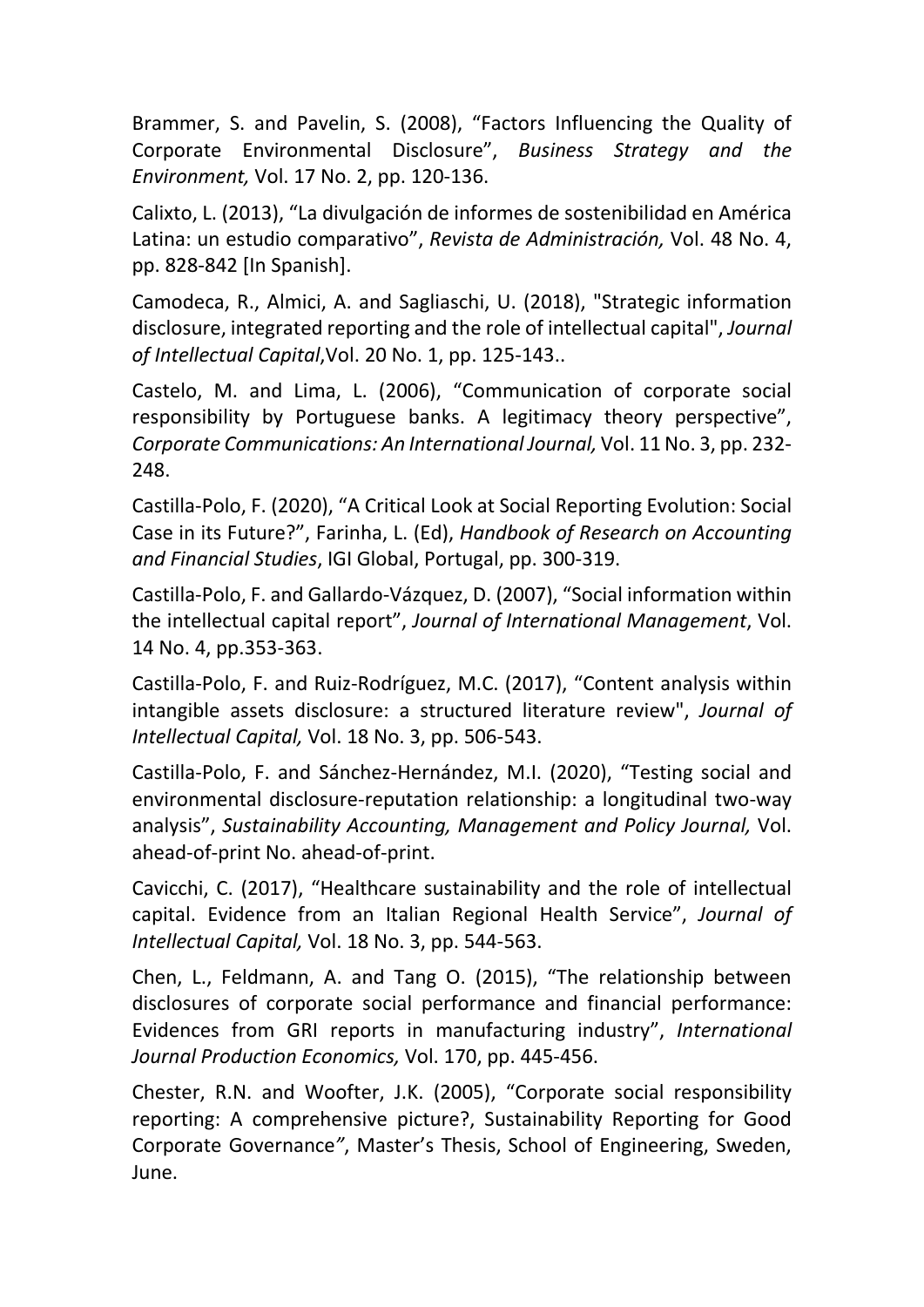Brammer, S. and Pavelin, S. (2008), "Factors Influencing the Quality of Corporate Environmental Disclosure", *Business Strategy and the Environment,* Vol. 17 No. 2, pp. 120-136.

Calixto, L. (2013), "La divulgación de informes de sostenibilidad en América Latina: un estudio comparativo", *Revista de Administración,* Vol. 48 No. 4, pp. 828-842 [In Spanish].

Camodeca, R., Almici, A. and Sagliaschi, U. (2018), "Strategic information disclosure, integrated reporting and the role of intellectual capital", *Journal of Intellectual Capital*,Vol. 20 No. 1, pp. 125-143..

Castelo, M. and Lima, L. (2006), "Communication of corporate social responsibility by Portuguese banks. A legitimacy theory perspective", *Corporate Communications: An International Journal,* Vol. 11 No. 3, pp. 232-248.

Castilla-Polo, F. (2020), "A Critical Look at Social Reporting Evolution: Social Case in its Future?", Farinha, L. (Ed), *Handbook of Research on Accounting and Financial Studies*, IGI Global, Portugal, pp. 300-319.

Castilla-Polo, F. and Gallardo-Vázquez, D. (2007), "Social information within the intellectual capital report", *Journal of International Management*, Vol. 14 No. 4, pp.353-363.

Castilla-Polo, F. and Ruiz-Rodríguez, M.C. (2017), "Content analysis within intangible assets disclosure: a structured literature review", *Journal of Intellectual Capital,* Vol. 18 No. 3, pp. 506-543.

Castilla-Polo, F. and Sánchez-Hernández, M.I. (2020), "Testing social and environmental disclosure-reputation relationship: a longitudinal two-way analysis", *Sustainability Accounting, Management and Policy Journal,* Vol. ahead-of-print No. ahead-of-print.

Cavicchi, C. (2017), "Healthcare sustainability and the role of intellectual capital. Evidence from an Italian Regional Health Service", *Journal of Intellectual Capital,* Vol. 18 No. 3, pp. 544-563.

Chen, L., Feldmann, A. and Tang O. (2015), "The relationship between disclosures of corporate social performance and financial performance: Evidences from GRI reports in manufacturing industry", *International Journal Production Economics,* Vol. 170, pp. 445-456.

Chester, R.N. and Woofter, J.K. (2005), "Corporate social responsibility reporting: A comprehensive picture?, Sustainability Reporting for Good Corporate Governance*"*, Master's Thesis, School of Engineering, Sweden, June.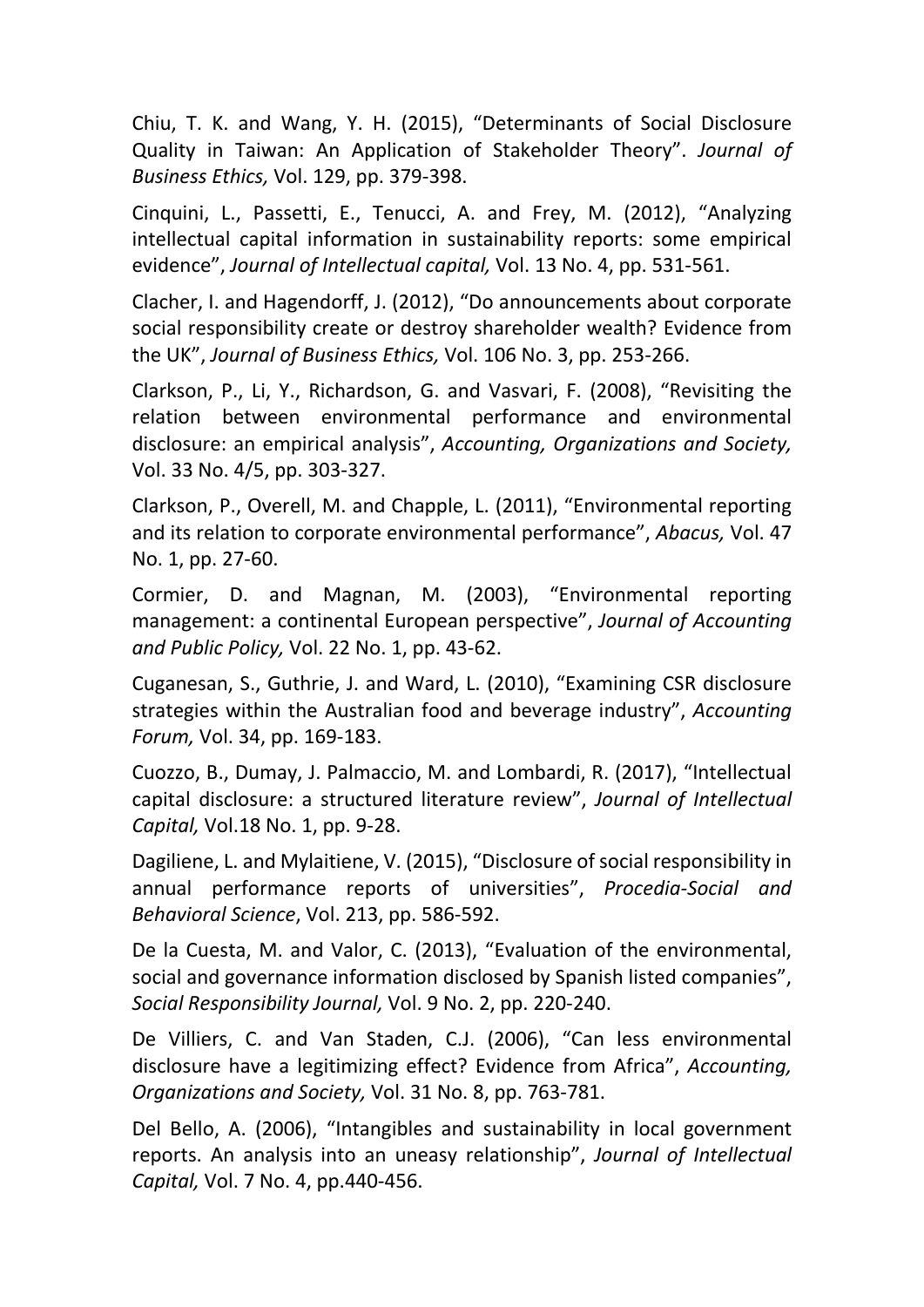Chiu, T. K. and Wang, Y. H. (2015), "Determinants of Social Disclosure Quality in Taiwan: An Application of Stakeholder Theory". *Journal of Business Ethics,* Vol. 129, pp. 379-398.

Cinquini, L., Passetti, E., Tenucci, A. and Frey, M. (2012), "Analyzing intellectual capital information in sustainability reports: some empirical evidence", *Journal of Intellectual capital,* Vol. 13 No. 4, pp. 531-561.

Clacher, I. and Hagendorff, J. (2012), "Do announcements about corporate social responsibility create or destroy shareholder wealth? Evidence from the UK", *Journal of Business Ethics,* Vol. 106 No. 3, pp. 253-266.

Clarkson, P., Li, Y., Richardson, G. and Vasvari, F. (2008), "Revisiting the relation between environmental performance and environmental disclosure: an empirical analysis", *Accounting, Organizations and Society,* Vol. 33 No. 4/5, pp. 303-327.

Clarkson, P., Overell, M. and Chapple, L. (2011), "Environmental reporting and its relation to corporate environmental performance", *Abacus,* Vol. 47 No. 1, pp. 27-60.

Cormier, D. and Magnan, M. (2003), "Environmental reporting management: a continental European perspective", *Journal of Accounting and Public Policy,* Vol. 22 No. 1, pp. 43-62.

Cuganesan, S., Guthrie, J. and Ward, L. (2010), "Examining CSR disclosure strategies within the Australian food and beverage industry", *Accounting Forum,* Vol. 34, pp. 169-183.

Cuozzo, B., Dumay, J. Palmaccio, M. and Lombardi, R. (2017), "Intellectual capital disclosure: a structured literature review", *Journal of Intellectual Capital,* Vol.18 No. 1, pp. 9-28.

Dagiliene, L. and Mylaitiene, V. (2015), "Disclosure of social responsibility in annual performance reports of universities", *Procedia-Social and Behavioral Science*, Vol. 213, pp. 586-592.

De la Cuesta, M. and Valor, C. (2013), "Evaluation of the environmental, social and governance information disclosed by Spanish listed companies", *Social Responsibility Journal,* Vol. 9 No. 2, pp. 220-240.

De Villiers, C. and Van Staden, C.J. (2006), "Can less environmental disclosure have a legitimizing effect? Evidence from Africa", *Accounting, Organizations and Society,* Vol. 31 No. 8, pp. 763-781.

Del Bello, A. (2006), "Intangibles and sustainability in local government reports. An analysis into an uneasy relationship", *Journal of Intellectual Capital,* Vol. 7 No. 4, pp.440-456.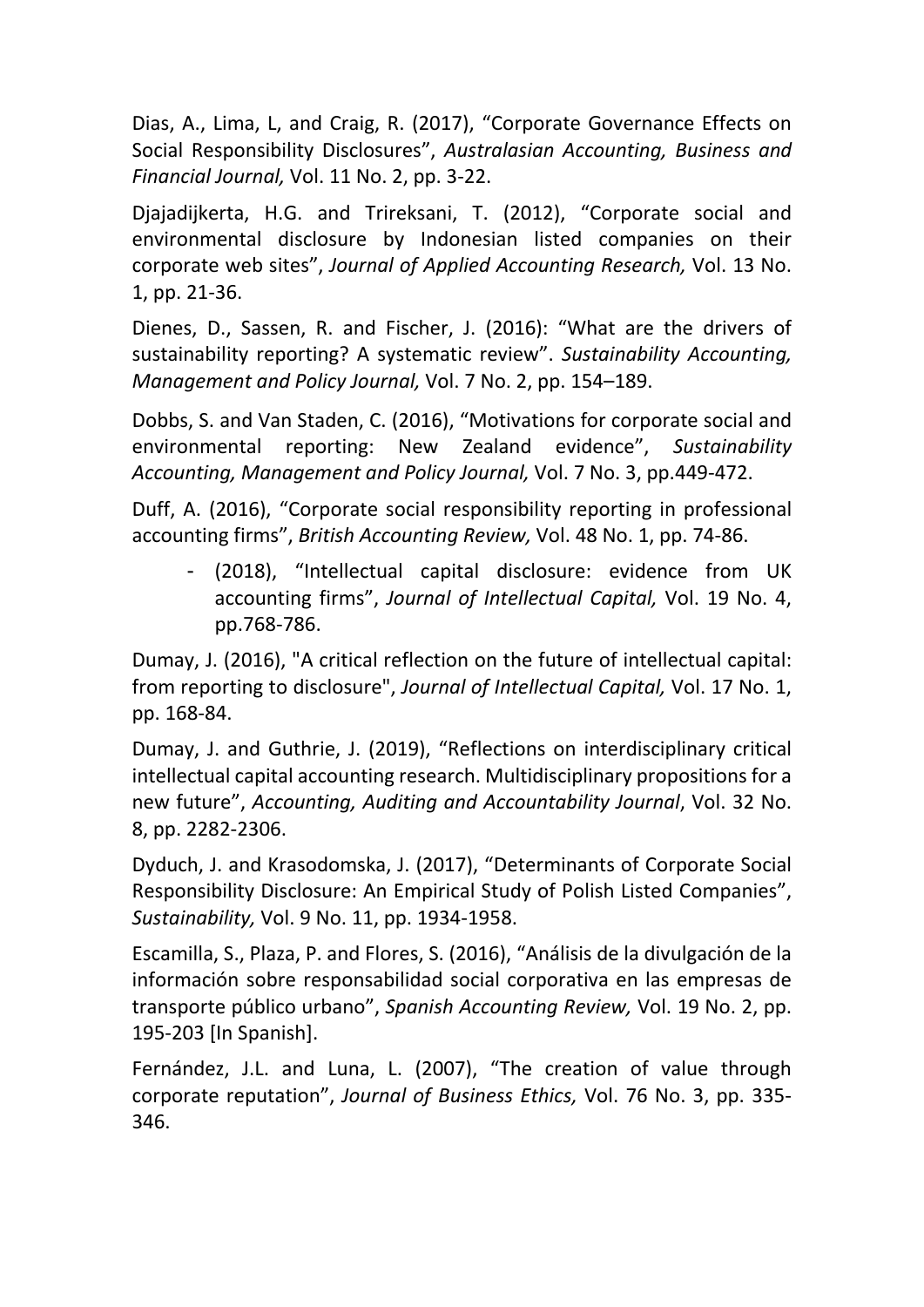Dias, A., Lima, L, and Craig, R. (2017), “Corporate Governance Effects on Social Responsibility Disclosures”, *Australasian Accounting, Business and Financial Journal,* Vol. 11 No. 2, pp. 3-22.

Djajadijkerta, H.G. and Trireksani, T. (2012), “Corporate social and environmental disclosure by Indonesian listed companies on their corporate web sites”, *Journal of Applied Accounting Research,* Vol. 13 No. 1, pp. 21-36.

Dienes, D., Sassen, R. and Fischer, J. (2016): “What are the drivers of sustainability reporting? A systematic review”. *Sustainability Accounting, Management and Policy Journal,* Vol. 7 No. 2, pp. 154–189.

Dobbs, S. and Van Staden, C. (2016), “Motivations for corporate social and environmental reporting: New Zealand evidence”, *Sustainability Accounting, Management and Policy Journal,* Vol. 7 No. 3, pp.449-472.

Duff, A. (2016), “Corporate social responsibility reporting in professional accounting firms”, *British Accounting Review,* Vol. 48 No. 1, pp. 74-86.

- (2018), “Intellectual capital disclosure: evidence from UK accounting firms”, *Journal of Intellectual Capital,* Vol. 19 No. 4, pp.768-786.

Dumay, J. (2016), "A critical reflection on the future of intellectual capital: from reporting to disclosure", *Journal of Intellectual Capital,* Vol. 17 No. 1, pp. 168-84.

Dumay, J. and Guthrie, J. (2019), “Reflections on interdisciplinary critical intellectual capital accounting research. Multidisciplinary propositions for a new future”, *Accounting, Auditing and Accountability Journal*, Vol. 32 No. 8, pp. 2282-2306.

Dyduch, J. and Krasodomska, J. (2017), “Determinants of Corporate Social Responsibility Disclosure: An Empirical Study of Polish Listed Companies”, *Sustainability,* Vol. 9 No. 11, pp. 1934-1958.

Escamilla, S., Plaza, P. and Flores, S. (2016), “Análisis de la divulgación de la información sobre responsabilidad social corporativa en las empresas de transporte público urbano”, *Spanish Accounting Review,* Vol. 19 No. 2, pp. 195-203 [In Spanish].

Fernández, J.L. and Luna, L. (2007), “The creation of value through corporate reputation”, *Journal of Business Ethics,* Vol. 76 No. 3, pp. 335-346.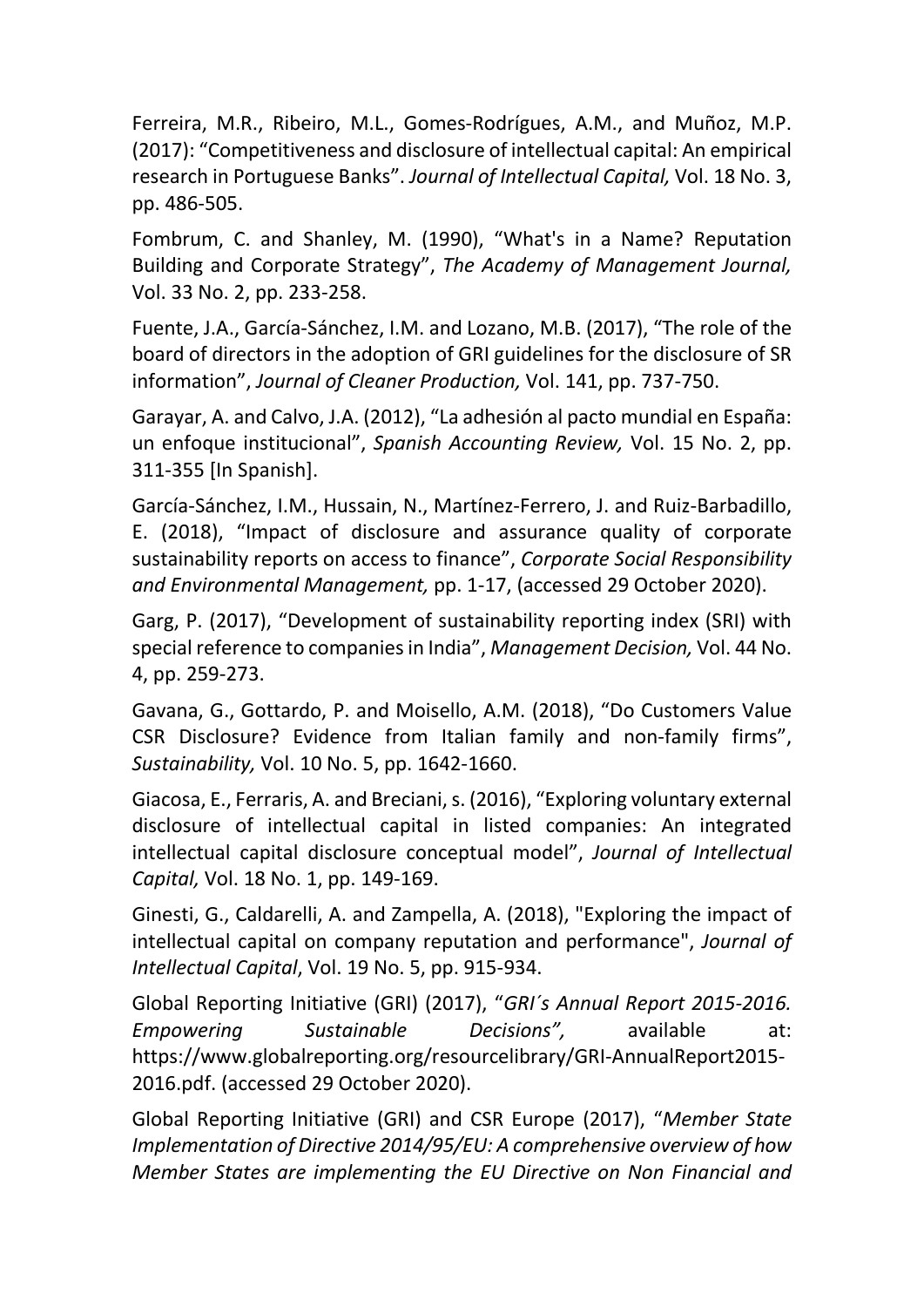Ferreira, M.R., Ribeiro, M.L., Gomes-Rodrígues, A.M., and Muñoz, M.P. (2017): "Competitiveness and disclosure of intellectual capital: An empirical research in Portuguese Banks". *Journal of Intellectual Capital,* Vol. 18 No. 3, pp. 486-505.

Fombrum, C. and Shanley, M. (1990), "What's in a Name? Reputation Building and Corporate Strategy", *The Academy of Management Journal,* Vol. 33 No. 2, pp. 233-258.

Fuente, J.A., García-Sánchez, I.M. and Lozano, M.B. (2017), "The role of the board of directors in the adoption of GRI guidelines for the disclosure of SR information", *Journal of Cleaner Production,* Vol. 141, pp. 737-750.

Garayar, A. and Calvo, J.A. (2012), "La adhesión al pacto mundial en España: un enfoque institucional", *Spanish Accounting Review,* Vol. 15 No. 2, pp. 311-355 [In Spanish].

García-Sánchez, I.M., Hussain, N., Martínez-Ferrero, J. and Ruiz-Barbadillo, E. (2018), "Impact of disclosure and assurance quality of corporate sustainability reports on access to finance", *Corporate Social Responsibility and Environmental Management,* pp. 1-17, (accessed 29 October 2020).

Garg, P. (2017), "Development of sustainability reporting index (SRI) with special reference to companies in India", *Management Decision,* Vol. 44 No. 4, pp. 259-273.

Gavana, G., Gottardo, P. and Moisello, A.M. (2018), "Do Customers Value CSR Disclosure? Evidence from Italian family and non-family firms", *Sustainability,* Vol. 10 No. 5, pp. 1642-1660.

Giacosa, E., Ferraris, A. and Breciani, s. (2016), "Exploring voluntary external disclosure of intellectual capital in listed companies: An integrated intellectual capital disclosure conceptual model", *Journal of Intellectual Capital,* Vol. 18 No. 1, pp. 149-169.

Ginesti, G., Caldarelli, A. and Zampella, A. (2018), "Exploring the impact of intellectual capital on company reputation and performance", *Journal of Intellectual Capital*, Vol. 19 No. 5, pp. 915-934.

Global Reporting Initiative (GRI) (2017), "*GRI´s Annual Report 2015-2016. Empowering Sustainable Decisions",* available at: https://www.globalreporting.org/resourcelibrary/GRI-AnnualReport2015-2016.pdf. (accessed 29 October 2020).

Global Reporting Initiative (GRI) and CSR Europe (2017), "*Member State Implementation of Directive 2014/95/EU: A comprehensive overview of how Member States are implementing the EU Directive on Non Financial and*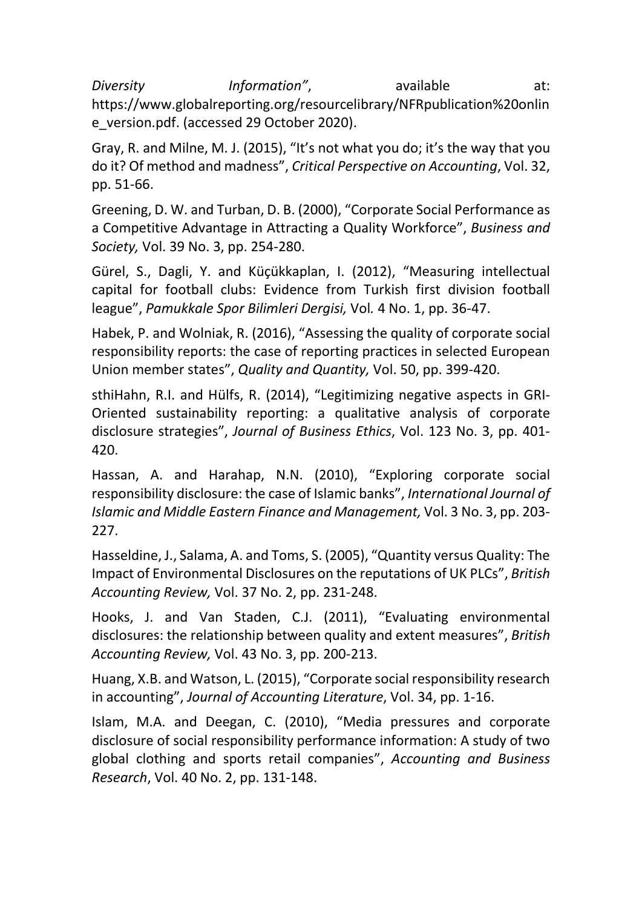*Diversity Information"*, available at: https://www.globalreporting.org/resourcelibrary/NFRpublication%20online_version.pdf. (accessed 29 October 2020).

Gray, R. and Milne, M. J. (2015), "It's not what you do; it's the way that you do it? Of method and madness", *Critical Perspective on Accounting*, Vol. 32, pp. 51-66.

Greening, D. W. and Turban, D. B. (2000), "Corporate Social Performance as a Competitive Advantage in Attracting a Quality Workforce", *Business and Society,* Vol. 39 No. 3, pp. 254-280.

Gürel, S., Dagli, Y. and Küçükkaplan, I. (2012), "Measuring intellectual capital for football clubs: Evidence from Turkish first division football league", *Pamukkale Spor Bilimleri Dergisi,* Vol*.* 4 No. 1, pp. 36-47.

Habek, P. and Wolniak, R. (2016), "Assessing the quality of corporate social responsibility reports: the case of reporting practices in selected European Union member states", *Quality and Quantity,* Vol. 50, pp. 399-420.

sthiHahn, R.I. and Hülfs, R. (2014), "Legitimizing negative aspects in GRI-Oriented sustainability reporting: a qualitative analysis of corporate disclosure strategies", *Journal of Business Ethics*, Vol. 123 No. 3, pp. 401-420.

Hassan, A. and Harahap, N.N. (2010), "Exploring corporate social responsibility disclosure: the case of Islamic banks", *International Journal of Islamic and Middle Eastern Finance and Management,* Vol. 3 No. 3, pp. 203-227.

Hasseldine, J., Salama, A. and Toms, S. (2005), "Quantity versus Quality: The Impact of Environmental Disclosures on the reputations of UK PLCs", *British Accounting Review,* Vol. 37 No. 2, pp. 231-248.

Hooks, J. and Van Staden, C.J. (2011), "Evaluating environmental disclosures: the relationship between quality and extent measures", *British Accounting Review,* Vol. 43 No. 3, pp. 200-213.

Huang, X.B. and Watson, L. (2015), "Corporate social responsibility research in accounting", *Journal of Accounting Literature*, Vol. 34, pp. 1-16.

Islam, M.A. and Deegan, C. (2010), "Media pressures and corporate disclosure of social responsibility performance information: A study of two global clothing and sports retail companies", *Accounting and Business Research*, Vol. 40 No. 2, pp. 131-148.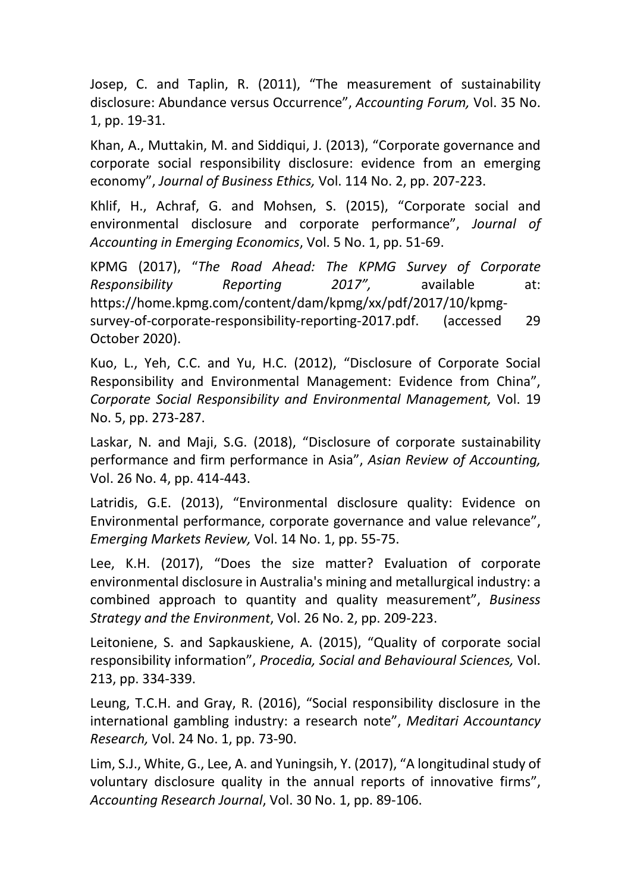Josep, C. and Taplin, R. (2011), "The measurement of sustainability disclosure: Abundance versus Occurrence", *Accounting Forum,* Vol. 35 No. 1, pp. 19-31.

Khan, A., Muttakin, M. and Siddiqui, J. (2013), "Corporate governance and corporate social responsibility disclosure: evidence from an emerging economy", *Journal of Business Ethics,* Vol. 114 No. 2, pp. 207-223.

Khlif, H., Achraf, G. and Mohsen, S. (2015), "Corporate social and environmental disclosure and corporate performance", *Journal of Accounting in Emerging Economics*, Vol. 5 No. 1, pp. 51-69.

KPMG (2017), "*The Road Ahead: The KPMG Survey of Corporate Responsibility Reporting 2017",* available at: https://home.kpmg.com/content/dam/kpmg/xx/pdf/2017/10/kpmg-survey-of-corporate-responsibility-reporting-2017.pdf. (accessed 29 October 2020).

Kuo, L., Yeh, C.C. and Yu, H.C. (2012), "Disclosure of Corporate Social Responsibility and Environmental Management: Evidence from China", *Corporate Social Responsibility and Environmental Management,* Vol. 19 No. 5, pp. 273-287.

Laskar, N. and Maji, S.G. (2018), "Disclosure of corporate sustainability performance and firm performance in Asia", *Asian Review of Accounting,* Vol. 26 No. 4, pp. 414-443.

Latridis, G.E. (2013), "Environmental disclosure quality: Evidence on Environmental performance, corporate governance and value relevance", *Emerging Markets Review,* Vol. 14 No. 1, pp. 55-75.

Lee, K.H. (2017), "Does the size matter? Evaluation of corporate environmental disclosure in Australia's mining and metallurgical industry: a combined approach to quantity and quality measurement", *Business Strategy and the Environment*, Vol. 26 No. 2, pp. 209-223.

Leitoniene, S. and Sapkauskiene, A. (2015), "Quality of corporate social responsibility information", *Procedia, Social and Behavioural Sciences,* Vol. 213, pp. 334-339.

Leung, T.C.H. and Gray, R. (2016), "Social responsibility disclosure in the international gambling industry: a research note", *Meditari Accountancy Research,* Vol. 24 No. 1, pp. 73-90.

Lim, S.J., White, G., Lee, A. and Yuningsih, Y. (2017), "A longitudinal study of voluntary disclosure quality in the annual reports of innovative firms", *Accounting Research Journal*, Vol. 30 No. 1, pp. 89-106.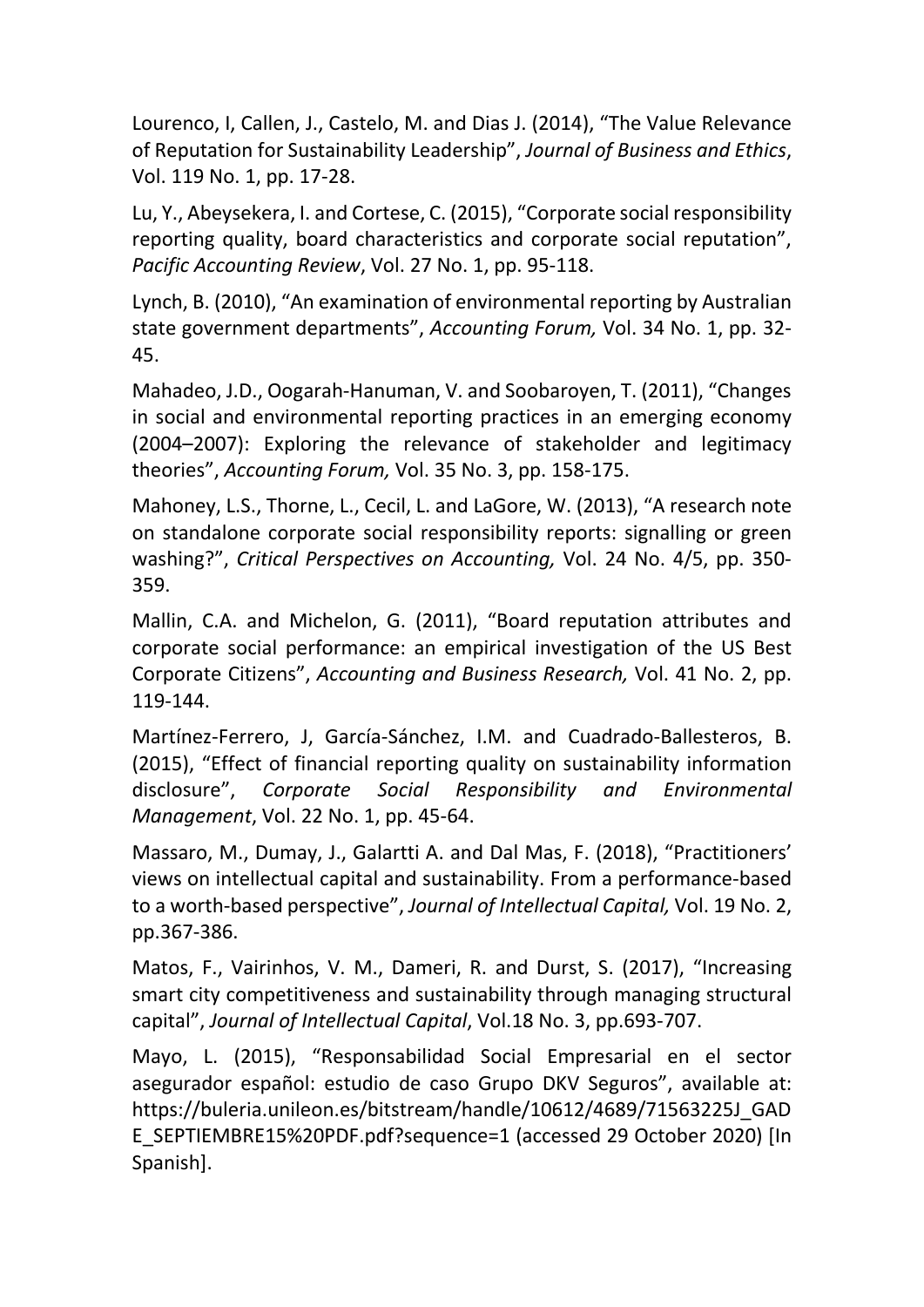Lourenco, I, Callen, J., Castelo, M. and Dias J. (2014), "The Value Relevance of Reputation for Sustainability Leadership", *Journal of Business and Ethics*, Vol. 119 No. 1, pp. 17-28.

Lu, Y., Abeysekera, I. and Cortese, C. (2015), "Corporate social responsibility reporting quality, board characteristics and corporate social reputation", *Pacific Accounting Review*, Vol. 27 No. 1, pp. 95-118.

Lynch, B. (2010), "An examination of environmental reporting by Australian state government departments", *Accounting Forum,* Vol. 34 No. 1, pp. 32-45.

Mahadeo, J.D., Oogarah-Hanuman, V. and Soobaroyen, T. (2011), "Changes in social and environmental reporting practices in an emerging economy (2004–2007): Exploring the relevance of stakeholder and legitimacy theories", *Accounting Forum,* Vol. 35 No. 3, pp. 158-175.

Mahoney, L.S., Thorne, L., Cecil, L. and LaGore, W. (2013), "A research note on standalone corporate social responsibility reports: signalling or green washing?", *Critical Perspectives on Accounting,* Vol. 24 No. 4/5, pp. 350-359.

Mallin, C.A. and Michelon, G. (2011), "Board reputation attributes and corporate social performance: an empirical investigation of the US Best Corporate Citizens", *Accounting and Business Research,* Vol. 41 No. 2, pp. 119-144.

Martínez-Ferrero, J, García-Sánchez, I.M. and Cuadrado-Ballesteros, B. (2015), "Effect of financial reporting quality on sustainability information disclosure", *Corporate Social Responsibility and Environmental Management*, Vol. 22 No. 1, pp. 45-64.

Massaro, M., Dumay, J., Galartti A. and Dal Mas, F. (2018), "Practitioners' views on intellectual capital and sustainability. From a performance-based to a worth-based perspective", *Journal of Intellectual Capital,* Vol. 19 No. 2, pp.367-386.

Matos, F., Vairinhos, V. M., Dameri, R. and Durst, S. (2017), "Increasing smart city competitiveness and sustainability through managing structural capital", *Journal of Intellectual Capital*, Vol.18 No. 3, pp.693-707.

Mayo, L. (2015), "Responsabilidad Social Empresarial en el sector asegurador español: estudio de caso Grupo DKV Seguros", available at: https://buleria.unileon.es/bitstream/handle/10612/4689/71563225J_GADE_SEPTIEMBRE15%20PDF.pdf?sequence=1 (accessed 29 October 2020) [In Spanish].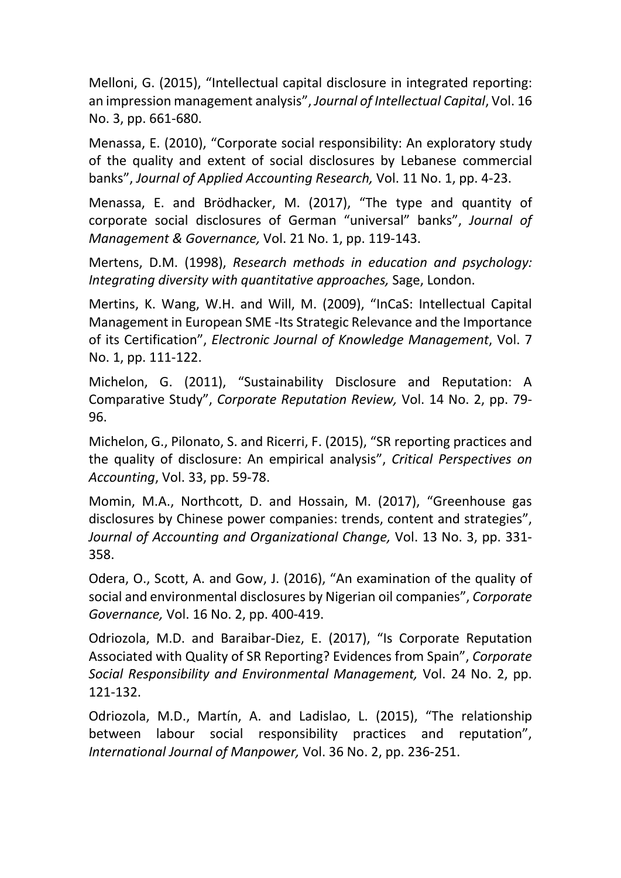Melloni, G. (2015), “Intellectual capital disclosure in integrated reporting: an impression management analysis”, *Journal of Intellectual Capital*, Vol. 16 No. 3, pp. 661-680.

Menassa, E. (2010), “Corporate social responsibility: An exploratory study of the quality and extent of social disclosures by Lebanese commercial banks”, *Journal of Applied Accounting Research,* Vol. 11 No. 1, pp. 4-23.

Menassa, E. and Brödhacker, M. (2017), “The type and quantity of corporate social disclosures of German “universal” banks”, *Journal of Management & Governance,* Vol. 21 No. 1, pp. 119-143.

Mertens, D.M. (1998), *Research methods in education and psychology: Integrating diversity with quantitative approaches,* Sage, London.

Mertins, K. Wang, W.H. and Will, M. (2009), “InCaS: Intellectual Capital Management in European SME -Its Strategic Relevance and the Importance of its Certification”, *Electronic Journal of Knowledge Management*, Vol. 7 No. 1, pp. 111-122.

Michelon, G. (2011), “Sustainability Disclosure and Reputation: A Comparative Study”, *Corporate Reputation Review,* Vol. 14 No. 2, pp. 79-96.

Michelon, G., Pilonato, S. and Ricerri, F. (2015), “SR reporting practices and the quality of disclosure: An empirical analysis”, *Critical Perspectives on Accounting*, Vol. 33, pp. 59-78.

Momin, M.A., Northcott, D. and Hossain, M. (2017), “Greenhouse gas disclosures by Chinese power companies: trends, content and strategies”, *Journal of Accounting and Organizational Change,* Vol. 13 No. 3, pp. 331-358.

Odera, O., Scott, A. and Gow, J. (2016), “An examination of the quality of social and environmental disclosures by Nigerian oil companies”, *Corporate Governance,* Vol. 16 No. 2, pp. 400-419.

Odriozola, M.D. and Baraibar-Diez, E. (2017), “Is Corporate Reputation Associated with Quality of SR Reporting? Evidences from Spain”, *Corporate Social Responsibility and Environmental Management,* Vol. 24 No. 2, pp. 121-132.

Odriozola, M.D., Martín, A. and Ladislao, L. (2015), “The relationship between labour social responsibility practices and reputation”, *International Journal of Manpower,* Vol. 36 No. 2, pp. 236-251.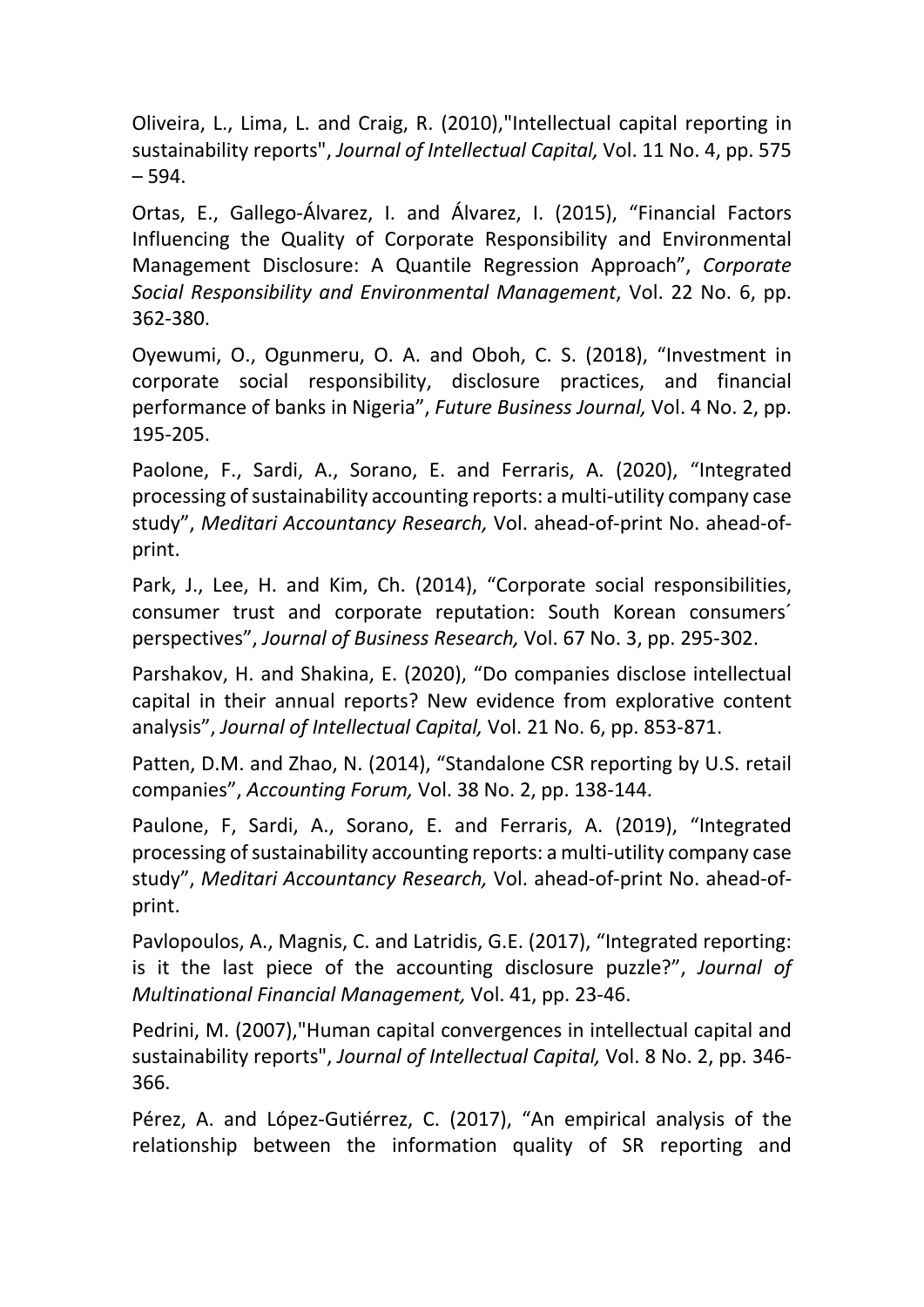Oliveira, L., Lima, L. and Craig, R. (2010),"Intellectual capital reporting in sustainability reports", *Journal of Intellectual Capital,* Vol. 11 No. 4, pp. 575 – 594.

Ortas, E., Gallego-Álvarez, I. and Álvarez, I. (2015), "Financial Factors Influencing the Quality of Corporate Responsibility and Environmental Management Disclosure: A Quantile Regression Approach", *Corporate Social Responsibility and Environmental Management*, Vol. 22 No. 6, pp. 362-380.

Oyewumi, O., Ogunmeru, O. A. and Oboh, C. S. (2018), "Investment in corporate social responsibility, disclosure practices, and financial performance of banks in Nigeria", *Future Business Journal,* Vol. 4 No. 2, pp. 195-205.

Paolone, F., Sardi, A., Sorano, E. and Ferraris, A. (2020), "Integrated processing of sustainability accounting reports: a multi-utility company case study", *Meditari Accountancy Research,* Vol. ahead-of-print No. ahead-of-print.

Park, J., Lee, H. and Kim, Ch. (2014), "Corporate social responsibilities, consumer trust and corporate reputation: South Korean consumers´ perspectives", *Journal of Business Research,* Vol. 67 No. 3, pp. 295-302.

Parshakov, H. and Shakina, E. (2020), "Do companies disclose intellectual capital in their annual reports? New evidence from explorative content analysis", *Journal of Intellectual Capital,* Vol. 21 No. 6, pp. 853-871.

Patten, D.M. and Zhao, N. (2014), "Standalone CSR reporting by U.S. retail companies", *Accounting Forum,* Vol. 38 No. 2, pp. 138-144.

Paulone, F, Sardi, A., Sorano, E. and Ferraris, A. (2019), "Integrated processing of sustainability accounting reports: a multi-utility company case study", *Meditari Accountancy Research,* Vol. ahead-of-print No. ahead-of-print.

Pavlopoulos, A., Magnis, C. and Latridis, G.E. (2017), "Integrated reporting: is it the last piece of the accounting disclosure puzzle?", *Journal of Multinational Financial Management,* Vol. 41, pp. 23-46.

Pedrini, M. (2007),"Human capital convergences in intellectual capital and sustainability reports", *Journal of Intellectual Capital,* Vol. 8 No. 2, pp. 346-366.

Pérez, A. and López-Gutiérrez, C. (2017), "An empirical analysis of the relationship between the information quality of SR reporting and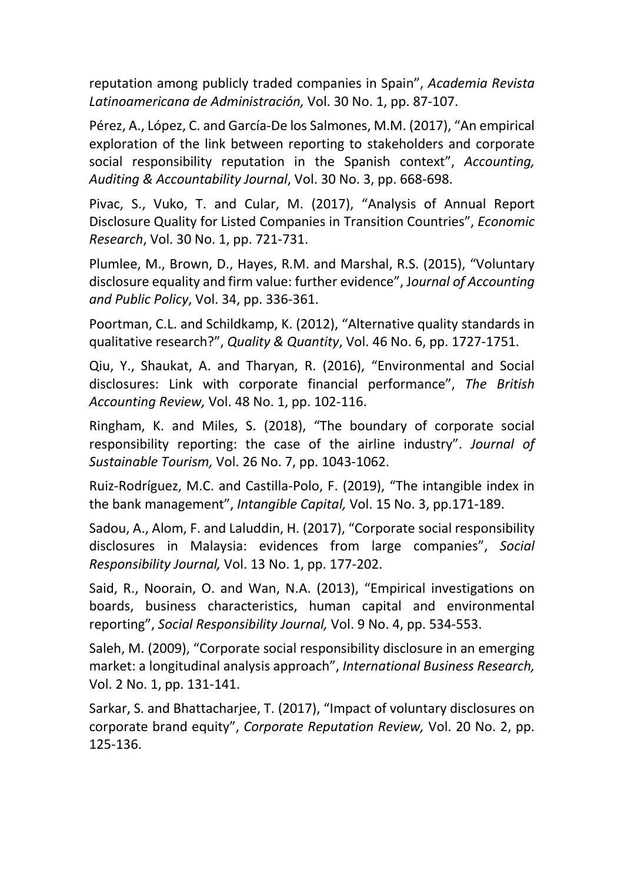reputation among publicly traded companies in Spain", *Academia Revista Latinoamericana de Administración,* Vol. 30 No. 1, pp. 87-107.

Pérez, A., López, C. and García-De los Salmones, M.M. (2017), "An empirical exploration of the link between reporting to stakeholders and corporate social responsibility reputation in the Spanish context", *Accounting, Auditing & Accountability Journal*, Vol. 30 No. 3, pp. 668-698.

Pivac, S., Vuko, T. and Cular, M. (2017), "Analysis of Annual Report Disclosure Quality for Listed Companies in Transition Countries", *Economic Research*, Vol. 30 No. 1, pp. 721-731.

Plumlee, M., Brown, D., Hayes, R.M. and Marshal, R.S. (2015), "Voluntary disclosure equality and firm value: further evidence", J*ournal of Accounting and Public Policy*, Vol. 34, pp. 336-361.

Poortman, C.L. and Schildkamp, K. (2012), "Alternative quality standards in qualitative research?", *Quality & Quantity*, Vol. 46 No. 6, pp. 1727-1751.

Qiu, Y., Shaukat, A. and Tharyan, R. (2016), "Environmental and Social disclosures: Link with corporate financial performance", *The British Accounting Review,* Vol. 48 No. 1, pp. 102-116.

Ringham, K. and Miles, S. (2018), "The boundary of corporate social responsibility reporting: the case of the airline industry". *Journal of Sustainable Tourism,* Vol. 26 No. 7, pp. 1043-1062.

Ruiz-Rodríguez, M.C. and Castilla-Polo, F. (2019), "The intangible index in the bank management", *Intangible Capital,* Vol. 15 No. 3, pp.171-189.

Sadou, A., Alom, F. and Laluddin, H. (2017), "Corporate social responsibility disclosures in Malaysia: evidences from large companies", *Social Responsibility Journal,* Vol. 13 No. 1, pp. 177-202.

Said, R., Noorain, O. and Wan, N.A. (2013), "Empirical investigations on boards, business characteristics, human capital and environmental reporting", *Social Responsibility Journal,* Vol. 9 No. 4, pp. 534-553.

Saleh, M. (2009), "Corporate social responsibility disclosure in an emerging market: a longitudinal analysis approach", *International Business Research,* Vol. 2 No. 1, pp. 131-141.

Sarkar, S. and Bhattacharjee, T. (2017), "Impact of voluntary disclosures on corporate brand equity", *Corporate Reputation Review,* Vol. 20 No. 2, pp. 125-136.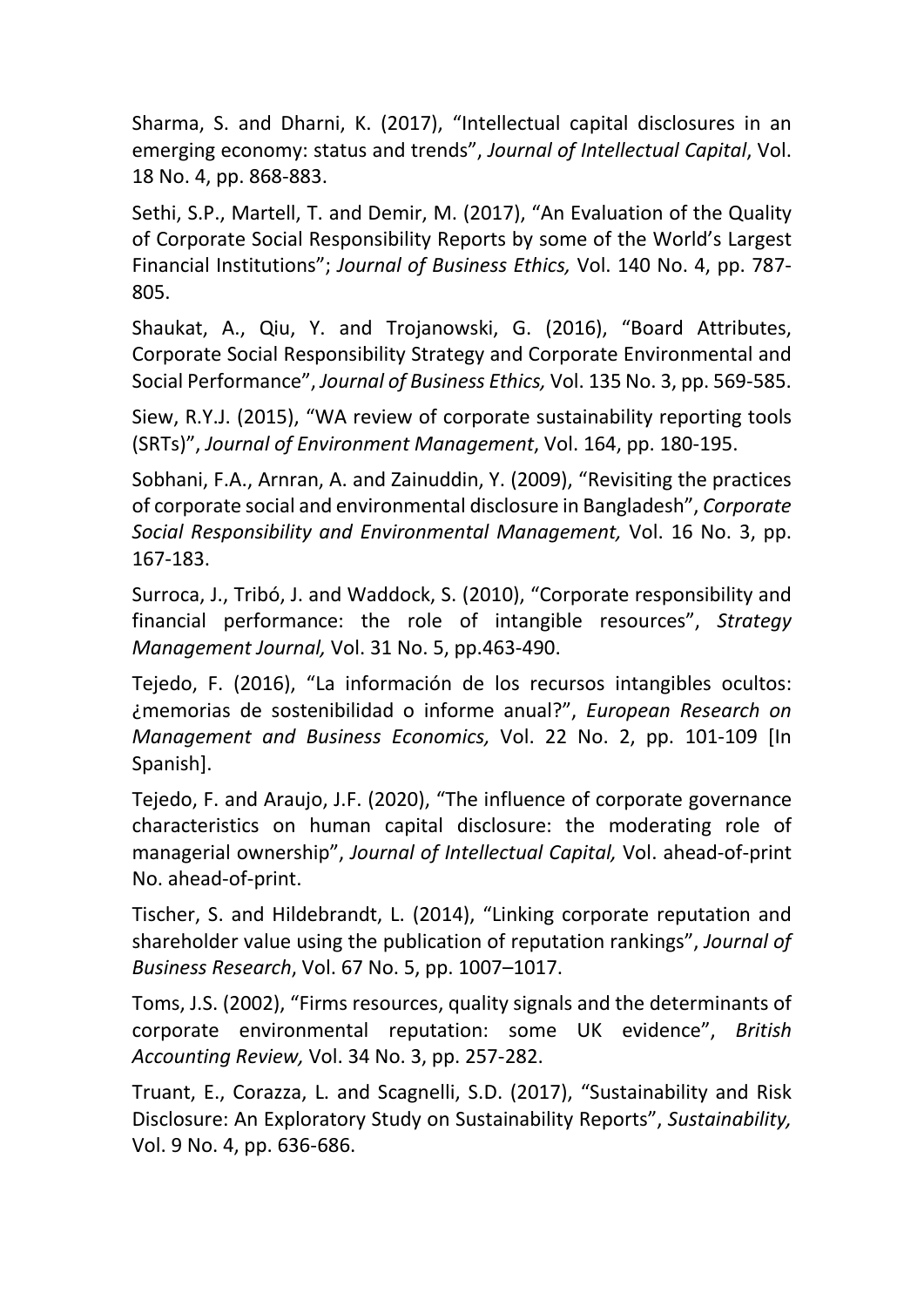Sharma, S. and Dharni, K. (2017), “Intellectual capital disclosures in an emerging economy: status and trends”, *Journal of Intellectual Capital*, Vol. 18 No. 4, pp. 868-883.

Sethi, S.P., Martell, T. and Demir, M. (2017), “An Evaluation of the Quality of Corporate Social Responsibility Reports by some of the World’s Largest Financial Institutions”; *Journal of Business Ethics,* Vol. 140 No. 4, pp. 787-805.

Shaukat, A., Qiu, Y. and Trojanowski, G. (2016), “Board Attributes, Corporate Social Responsibility Strategy and Corporate Environmental and Social Performance”, *Journal of Business Ethics,* Vol. 135 No. 3, pp. 569-585.

Siew, R.Y.J. (2015), “WA review of corporate sustainability reporting tools (SRTs)”, *Journal of Environment Management*, Vol. 164, pp. 180-195.

Sobhani, F.A., Arnran, A. and Zainuddin, Y. (2009), “Revisiting the practices of corporate social and environmental disclosure in Bangladesh”, *Corporate Social Responsibility and Environmental Management,* Vol. 16 No. 3, pp. 167-183.

Surroca, J., Tribó, J. and Waddock, S. (2010), “Corporate responsibility and financial performance: the role of intangible resources”, *Strategy Management Journal,* Vol. 31 No. 5, pp.463-490.

Tejedo, F. (2016), “La información de los recursos intangibles ocultos: ¿memorias de sostenibilidad o informe anual?”, *European Research on Management and Business Economics,* Vol. 22 No. 2, pp. 101-109 [In Spanish].

Tejedo, F. and Araujo, J.F. (2020), “The influence of corporate governance characteristics on human capital disclosure: the moderating role of managerial ownership”, *Journal of Intellectual Capital,* Vol. ahead-of-print No. ahead-of-print.

Tischer, S. and Hildebrandt, L. (2014), “Linking corporate reputation and shareholder value using the publication of reputation rankings”, *Journal of Business Research*, Vol. 67 No. 5, pp. 1007–1017.

Toms, J.S. (2002), “Firms resources, quality signals and the determinants of corporate environmental reputation: some UK evidence”, *British Accounting Review,* Vol. 34 No. 3, pp. 257-282.

Truant, E., Corazza, L. and Scagnelli, S.D. (2017), “Sustainability and Risk Disclosure: An Exploratory Study on Sustainability Reports”, *Sustainability,* Vol. 9 No. 4, pp. 636-686.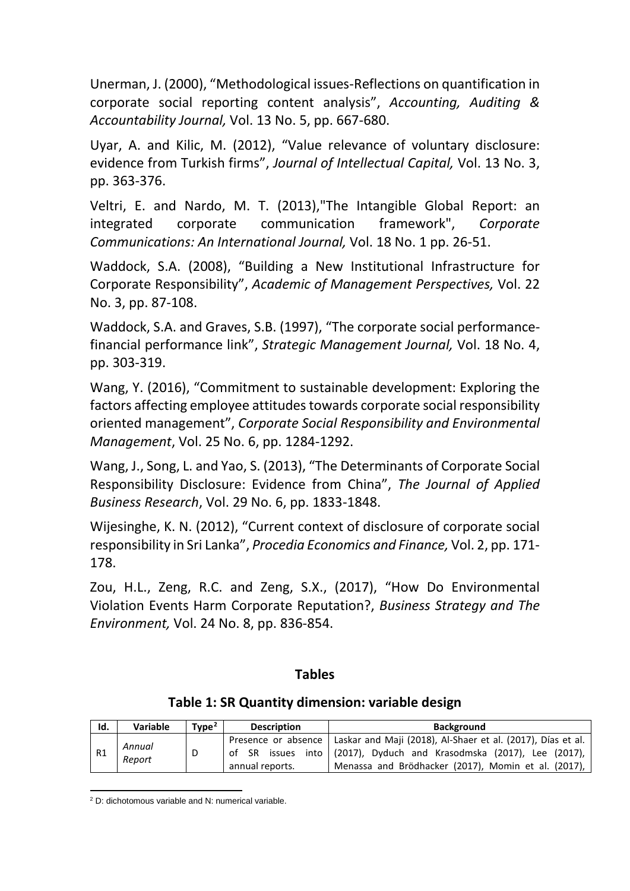Unerman, J. (2000), "Methodological issues-Reflections on quantification in corporate social reporting content analysis", *Accounting, Auditing & Accountability Journal,* Vol. 13 No. 5, pp. 667-680.

Uyar, A. and Kilic, M. (2012), "Value relevance of voluntary disclosure: evidence from Turkish firms", *Journal of Intellectual Capital,* Vol. 13 No. 3, pp. 363-376.

Veltri, E. and Nardo, M. T. (2013),"The Intangible Global Report: an integrated corporate communication framework", *Corporate Communications: An International Journal,* Vol. 18 No. 1 pp. 26-51.

Waddock, S.A. (2008), "Building a New Institutional Infrastructure for Corporate Responsibility", *Academic of Management Perspectives,* Vol. 22 No. 3, pp. 87-108.

Waddock, S.A. and Graves, S.B. (1997), "The corporate social performance-financial performance link", *Strategic Management Journal,* Vol. 18 No. 4, pp. 303-319.

Wang, Y. (2016), "Commitment to sustainable development: Exploring the factors affecting employee attitudes towards corporate social responsibility oriented management", *Corporate Social Responsibility and Environmental Management*, Vol. 25 No. 6, pp. 1284-1292.

Wang, J., Song, L. and Yao, S. (2013), "The Determinants of Corporate Social Responsibility Disclosure: Evidence from China", *The Journal of Applied Business Research*, Vol. 29 No. 6, pp. 1833-1848.

Wijesinghe, K. N. (2012), "Current context of disclosure of corporate social responsibility in Sri Lanka", *Procedia Economics and Finance,* Vol. 2, pp. 171-178.

Zou, H.L., Zeng, R.C. and Zeng, S.X., (2017), "How Do Environmental Violation Events Harm Corporate Reputation?, *Business Strategy and The Environment,* Vol. 24 No. 8, pp. 836-854.

## Tables

### Table 1: SR Quantity dimension: variable design

| Id. | Variable | Type[2] | Description | Background |
|---|---|---|---|---|
| R1 | *Annual Report* | D | Presence or absence of SR issues into annual reports. | Laskar and Maji (2018), Al-Shaer et al. (2017), Días et al. (2017), Dyduch and Krasodmska (2017), Lee (2017), Menassa and Brödhacker (2017), Momin et al. (2017), |

[2] D: dichotomous variable and N: numerical variable.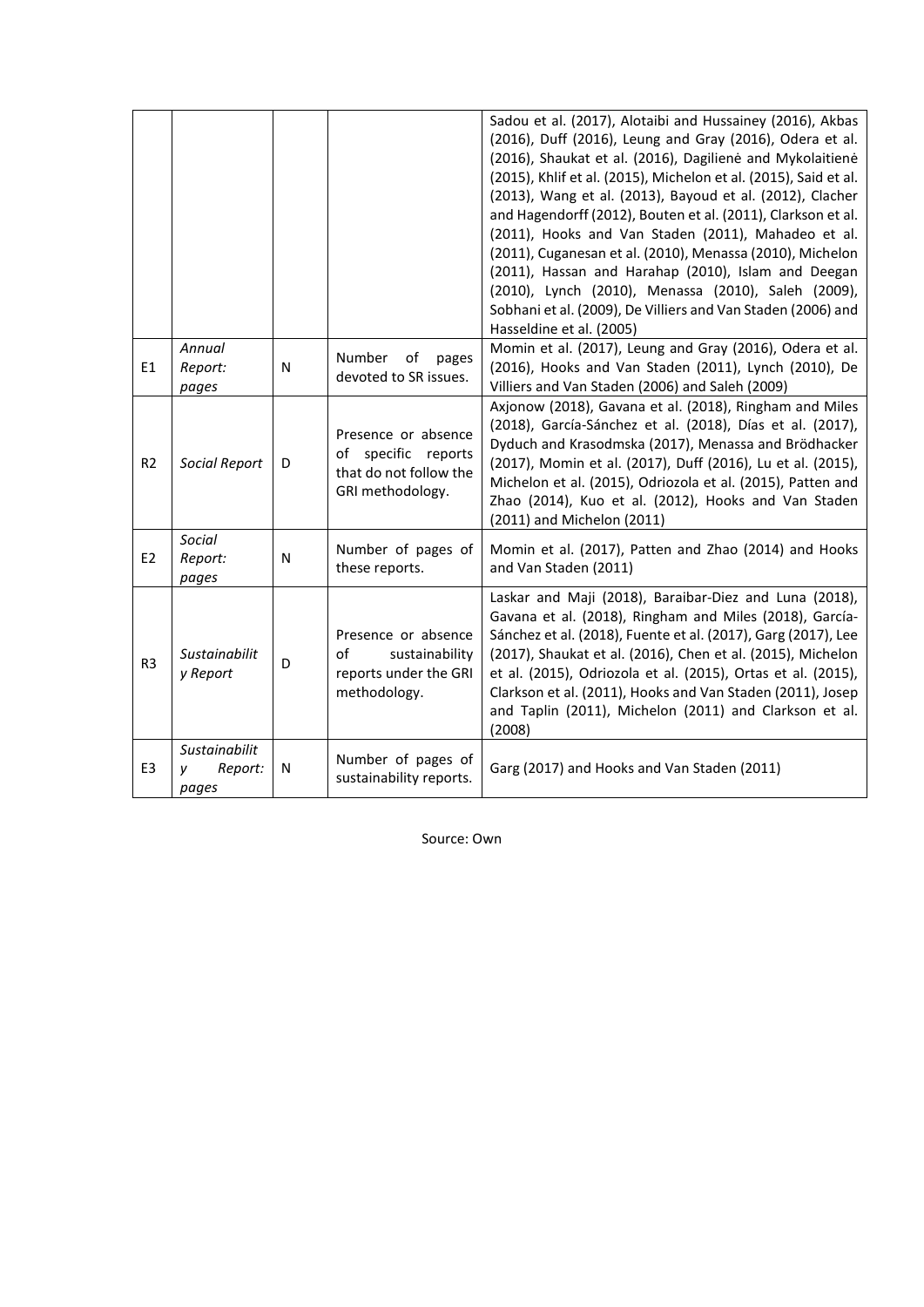| | | | | |
|---|---|---|---|---|
| | | | | Sadou et al. (2017), Alotaibi and Hussainey (2016), Akbas (2016), Duff (2016), Leung and Gray (2016), Odera et al. (2016), Shaukat et al. (2016), Dagilienė and Mykolaitienė (2015), Khlif et al. (2015), Michelon et al. (2015), Said et al. (2013), Wang et al. (2013), Bayoud et al. (2012), Clacher and Hagendorff (2012), Bouten et al. (2011), Clarkson et al. (2011), Hooks and Van Staden (2011), Mahadeo et al. (2011), Cuganesan et al. (2010), Menassa (2010), Michelon (2011), Hassan and Harahap (2010), Islam and Deegan (2010), Lynch (2010), Menassa (2010), Saleh (2009), Sobhani et al. (2009), De Villiers and Van Staden (2006) and Hasseldine et al. (2005) |
| E1 | *Annual Report: pages* | N | Number of pages devoted to SR issues. | Momin et al. (2017), Leung and Gray (2016), Odera et al. (2016), Hooks and Van Staden (2011), Lynch (2010), De Villiers and Van Staden (2006) and Saleh (2009) |
| R2 | *Social Report* | D | Presence or absence of specific reports that do not follow the GRI methodology. | Axjonow (2018), Gavana et al. (2018), Ringham and Miles (2018), García-Sánchez et al. (2018), Días et al. (2017), Dyduch and Krasodmska (2017), Menassa and Brödhacker (2017), Momin et al. (2017), Duff (2016), Lu et al. (2015), Michelon et al. (2015), Odriozola et al. (2015), Patten and Zhao (2014), Kuo et al. (2012), Hooks and Van Staden (2011) and Michelon (2011) |
| E2 | *Social Report: pages* | N | Number of pages of these reports. | Momin et al. (2017), Patten and Zhao (2014) and Hooks and Van Staden (2011) |
| R3 | *Sustainability Report* | D | Presence or absence of sustainability reports under the GRI methodology. | Laskar and Maji (2018), Baraibar-Diez and Luna (2018), Gavana et al. (2018), Ringham and Miles (2018), García-Sánchez et al. (2018), Fuente et al. (2017), Garg (2017), Lee (2017), Shaukat et al. (2016), Chen et al. (2015), Michelon et al. (2015), Odriozola et al. (2015), Ortas et al. (2015), Clarkson et al. (2011), Hooks and Van Staden (2011), Josep and Taplin (2011), Michelon (2011) and Clarkson et al. (2008) |
| E3 | *Sustainability Report: pages* | N | Number of pages of sustainability reports. | Garg (2017) and Hooks and Van Staden (2011) |

Source: Own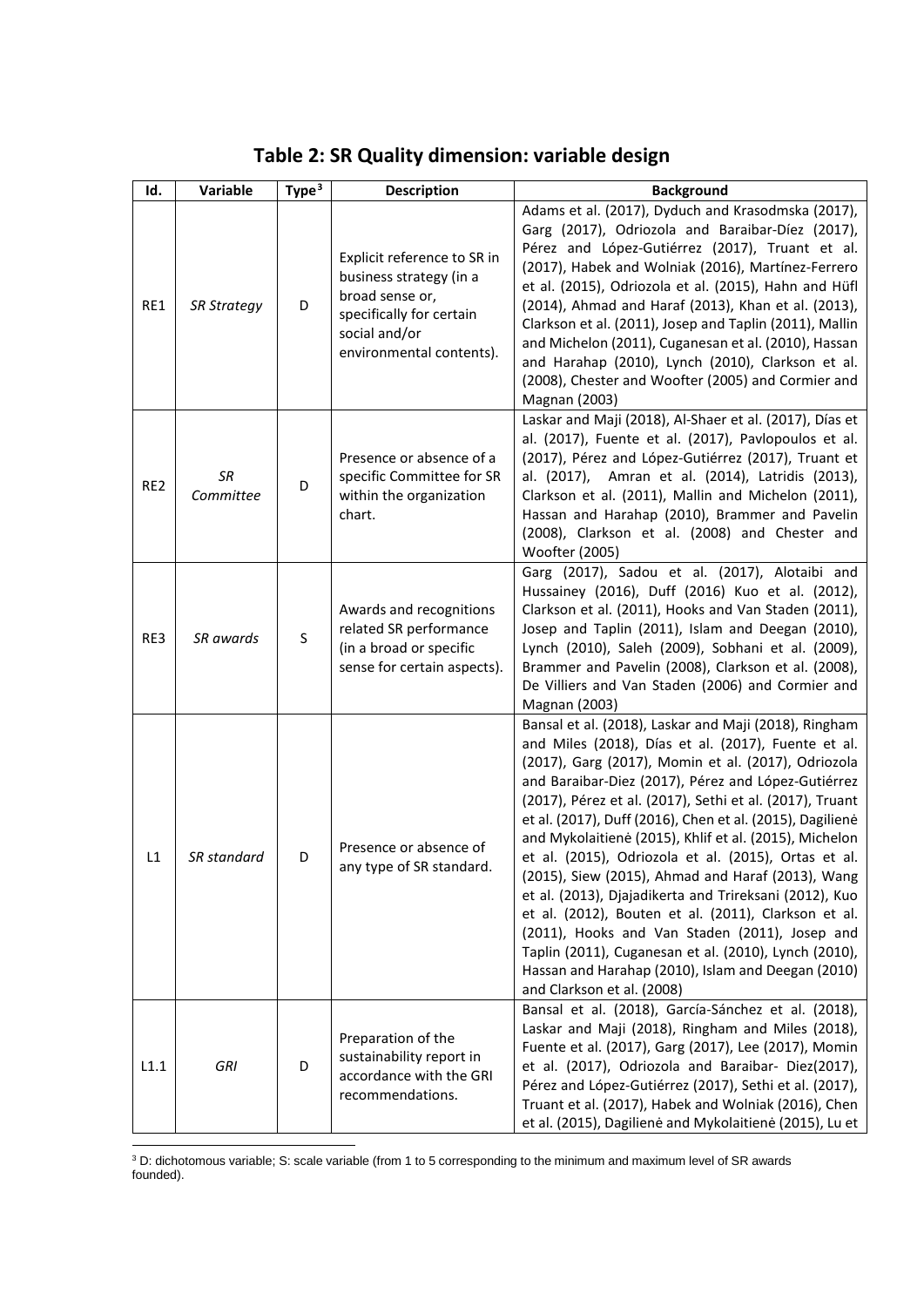## Table 2: SR Quality dimension: variable design

| Id. | Variable | Type[3] | Description | Background |
|---|---|---|---|---|
| RE1 | *SR Strategy* | D | Explicit reference to SR in business strategy (in a broad sense or, specifically for certain social and/or environmental contents). | Adams et al. (2017), Dyduch and Krasodmska (2017), Garg (2017), Odriozola and Baraibar-Díez (2017), Pérez and López-Gutiérrez (2017), Truant et al. (2017), Habek and Wolniak (2016), Martínez-Ferrero et al. (2015), Odriozola et al. (2015), Hahn and Hüfl (2014), Ahmad and Haraf (2013), Khan et al. (2013), Clarkson et al. (2011), Josep and Taplin (2011), Mallin and Michelon (2011), Cuganesan et al. (2010), Hassan and Harahap (2010), Lynch (2010), Clarkson et al. (2008), Chester and Woofter (2005) and Cormier and Magnan (2003) |
| RE2 | *SR Committee* | D | Presence or absence of a specific Committee for SR within the organization chart. | Laskar and Maji (2018), Al-Shaer et al. (2017), Días et al. (2017), Fuente et al. (2017), Pavlopoulos et al. (2017), Pérez and López-Gutiérrez (2017), Truant et al. (2017), Amran et al. (2014), Latridis (2013), Clarkson et al. (2011), Mallin and Michelon (2011), Hassan and Harahap (2010), Brammer and Pavelin (2008), Clarkson et al. (2008) and Chester and Woofter (2005) |
| RE3 | *SR awards* | S | Awards and recognitions related SR performance (in a broad or specific sense for certain aspects). | Garg (2017), Sadou et al. (2017), Alotaibi and Hussainey (2016), Duff (2016) Kuo et al. (2012), Clarkson et al. (2011), Hooks and Van Staden (2011), Josep and Taplin (2011), Islam and Deegan (2010), Lynch (2010), Saleh (2009), Sobhani et al. (2009), Brammer and Pavelin (2008), Clarkson et al. (2008), De Villiers and Van Staden (2006) and Cormier and Magnan (2003) |
| L1 | *SR standard* | D | Presence or absence of any type of SR standard. | Bansal et al. (2018), Laskar and Maji (2018), Ringham and Miles (2018), Días et al. (2017), Fuente et al. (2017), Garg (2017), Momin et al. (2017), Odriozola and Baraibar-Diez (2017), Pérez and López-Gutiérrez (2017), Pérez et al. (2017), Sethi et al. (2017), Truant et al. (2017), Duff (2016), Chen et al. (2015), Dagilienė and Mykolaitienė (2015), Khlif et al. (2015), Michelon et al. (2015), Odriozola et al. (2015), Ortas et al. (2015), Siew (2015), Ahmad and Haraf (2013), Wang et al. (2013), Djajadikerta and Trireksani (2012), Kuo et al. (2012), Bouten et al. (2011), Clarkson et al. (2011), Hooks and Van Staden (2011), Josep and Taplin (2011), Cuganesan et al. (2010), Lynch (2010), Hassan and Harahap (2010), Islam and Deegan (2010) and Clarkson et al. (2008) |
| L1.1 | *GRI* | D | Preparation of the sustainability report in accordance with the GRI recommendations. | Bansal et al. (2018), García-Sánchez et al. (2018), Laskar and Maji (2018), Ringham and Miles (2018), Fuente et al. (2017), Garg (2017), Lee (2017), Momin et al. (2017), Odriozola and Baraibar- Diez(2017), Pérez and López-Gutiérrez (2017), Sethi et al. (2017), Truant et al. (2017), Habek and Wolniak (2016), Chen et al. (2015), Dagilienė and Mykolaitienė (2015), Lu et |

[3] D: dichotomous variable; S: scale variable (from 1 to 5 corresponding to the minimum and maximum level of SR awards founded).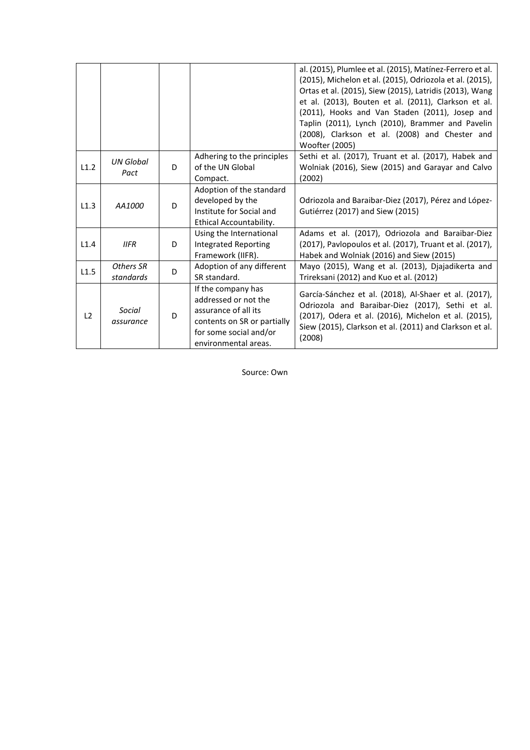|  |  |  |  |  |
|---|---|---|---|---|
|  |  |  |  | al. (2015), Plumlee et al. (2015), Matínez-Ferrero et al. (2015), Michelon et al. (2015), Odriozola et al. (2015), Ortas et al. (2015), Siew (2015), Latridis (2013), Wang et al. (2013), Bouten et al. (2011), Clarkson et al. (2011), Hooks and Van Staden (2011), Josep and Taplin (2011), Lynch (2010), Brammer and Pavelin (2008), Clarkson et al. (2008) and Chester and Woofter (2005) |
| L1.2 | *UN Global Pact* | D | Adhering to the principles of the UN Global Compact. | Sethi et al. (2017), Truant et al. (2017), Habek and Wolniak (2016), Siew (2015) and Garayar and Calvo (2002) |
| L1.3 | *AA1000* | D | Adoption of the standard developed by the Institute for Social and Ethical Accountability. | Odriozola and Baraibar-Diez (2017), Pérez and López-Gutiérrez (2017) and Siew (2015) |
| L1.4 | *IIFR* | D | Using the International Integrated Reporting Framework (IIFR). | Adams et al. (2017), Odriozola and Baraibar-Diez (2017), Pavlopoulos et al. (2017), Truant et al. (2017), Habek and Wolniak (2016) and Siew (2015) |
| L1.5 | *Others SR standards* | D | Adoption of any different SR standard. | Mayo (2015), Wang et al. (2013), Djajadikerta and Trireksani (2012) and Kuo et al. (2012) |
| L2 | *Social assurance* | D | If the company has addressed or not the assurance of all its contents on SR or partially for some social and/or environmental areas. | García-Sánchez et al. (2018), Al-Shaer et al. (2017), Odriozola and Baraibar-Diez (2017), Sethi et al. (2017), Odera et al. (2016), Michelon et al. (2015), Siew (2015), Clarkson et al. (2011) and Clarkson et al. (2008) |

Source: Own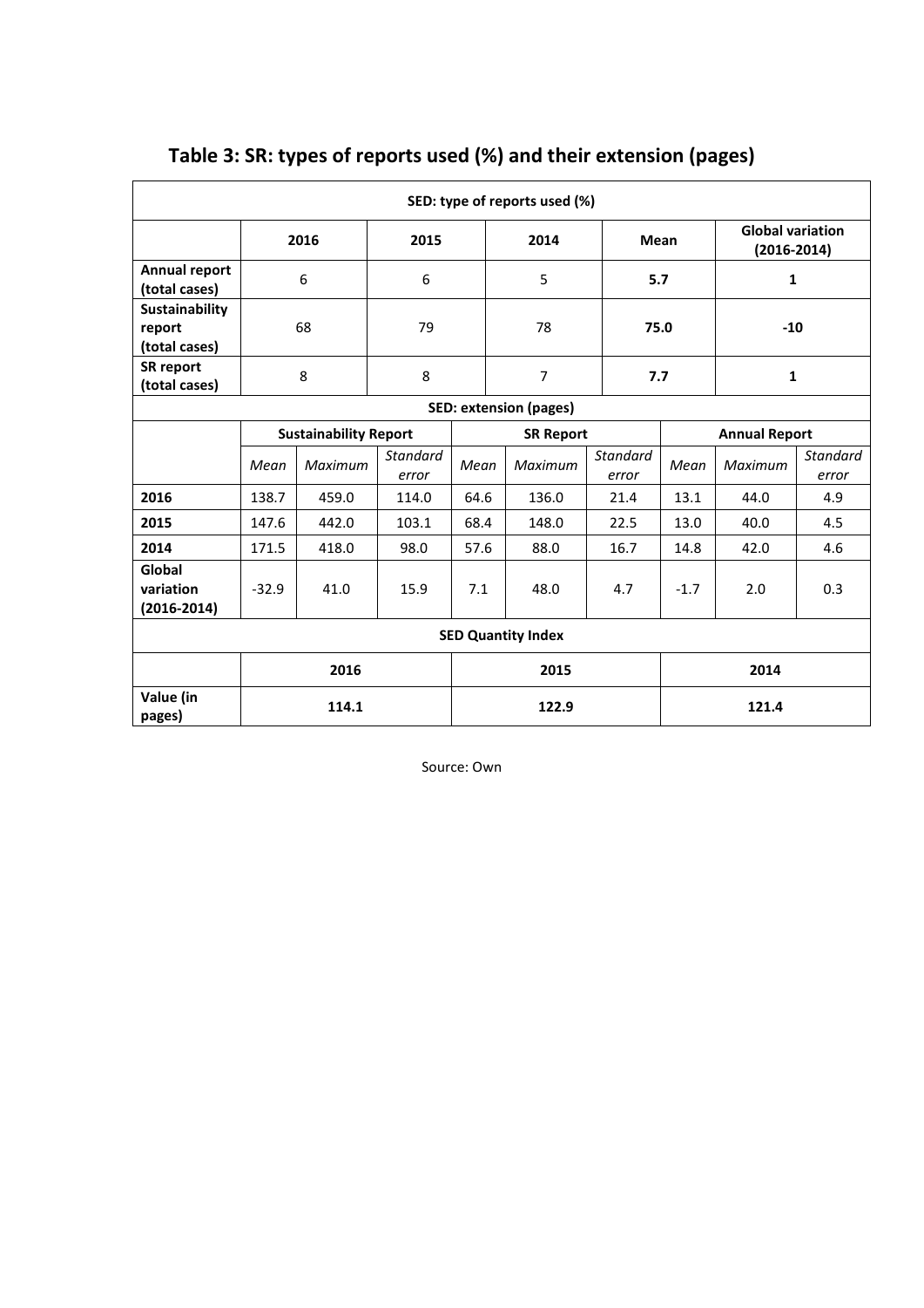## Table 3: SR: types of reports used (%) and their extension (pages)

| SED: type of reports used (%) | | | | | | | | | |
|---|---|---|---|---|---|---|---|---|---|
| | 2016 | | 2015 | | 2014 | | Mean | | Global variation (2016-2014) |
| **Annual report (total cases)** | 6 | | 6 | | 5 | | **5.7** | | **1** |
| **Sustainability report (total cases)** | 68 | | 79 | | 78 | | **75.0** | | **-10** |
| **SR report (total cases)** | 8 | | 8 | | 7 | | **7.7** | | **1** |
| **SED: extension (pages)** | | | | | | | | | |
| | **Sustainability Report** | | | **SR Report** | | | **Annual Report** | | |
| | *Mean* | *Maximum* | *Standard error* | *Mean* | *Maximum* | *Standard error* | *Mean* | *Maximum* | *Standard error* |
| **2016** | 138.7 | 459.0 | 114.0 | 64.6 | 136.0 | 21.4 | 13.1 | 44.0 | 4.9 |
| **2015** | 147.6 | 442.0 | 103.1 | 68.4 | 148.0 | 22.5 | 13.0 | 40.0 | 4.5 |
| **2014** | 171.5 | 418.0 | 98.0 | 57.6 | 88.0 | 16.7 | 14.8 | 42.0 | 4.6 |
| **Global variation (2016-2014)** | -32.9 | 41.0 | 15.9 | 7.1 | 48.0 | 4.7 | -1.7 | 2.0 | 0.3 |
| **SED Quantity Index** | | | | | | | | | |
| | **2016** | | | **2015** | | | **2014** | | |
| **Value (in pages)** | **114.1** | | | **122.9** | | | **121.4** | | |

Source: Own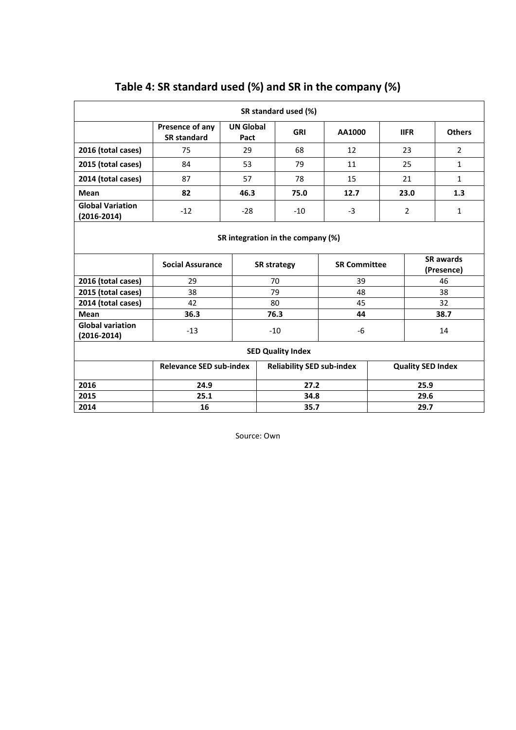# Table 4: SR standard used (%) and SR in the company (%)

| SR standard used (%) | | | | | | |
|---|---|---|---|---|---|---|
| | Presence of any SR standard | UN Global Pact | GRI | AA1000 | IIFR | Others |
| **2016 (total cases)** | 75 | 29 | 68 | 12 | 23 | 2 |
| **2015 (total cases)** | 84 | 53 | 79 | 11 | 25 | 1 |
| **2014 (total cases)** | 87 | 57 | 78 | 15 | 21 | 1 |
| **Mean** | **82** | **46.3** | **75.0** | **12.7** | **23.0** | **1.3** |
| **Global Variation (2016-2014)** | -12 | -28 | -10 | -3 | 2 | 1 |

| SR integration in the company (%) | | | | |
|---|---|---|---|---|
| | Social Assurance | SR strategy | SR Committee | SR awards (Presence) |
| **2016 (total cases)** | 29 | 70 | 39 | 46 |
| **2015 (total cases)** | 38 | 79 | 48 | 38 |
| **2014 (total cases)** | 42 | 80 | 45 | 32 |
| **Mean** | **36.3** | **76.3** | **44** | **38.7** |
| **Global variation (2016-2014)** | -13 | -10 | -6 | 14 |

| SED Quality Index | | | |
|---|---|---|---|
| | Relevance SED sub-index | Reliability SED sub-index | Quality SED Index |
| **2016** | **24.9** | **27.2** | **25.9** |
| **2015** | **25.1** | **34.8** | **29.6** |
| **2014** | **16** | **35.7** | **29.7** |

Source: Own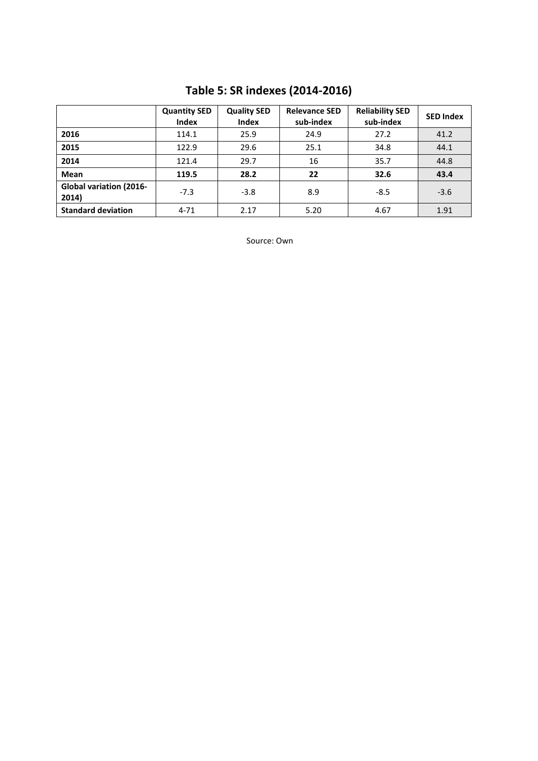# Table 5: SR indexes (2014-2016)

| | Quantity SED Index | Quality SED Index | Relevance SED sub-index | Reliability SED sub-index | SED Index |
|---|---|---|---|---|---|
| **2016** | 114.1 | 25.9 | 24.9 | 27.2 | 41.2 |
| **2015** | 122.9 | 29.6 | 25.1 | 34.8 | 44.1 |
| **2014** | 121.4 | 29.7 | 16 | 35.7 | 44.8 |
| **Mean** | **119.5** | **28.2** | **22** | **32.6** | **43.4** |
| **Global variation (2016-2014)** | -7.3 | -3.8 | 8.9 | -8.5 | -3.6 |
| **Standard deviation** | 4-71 | 2.17 | 5.20 | 4.67 | 1.91 |

Source: Own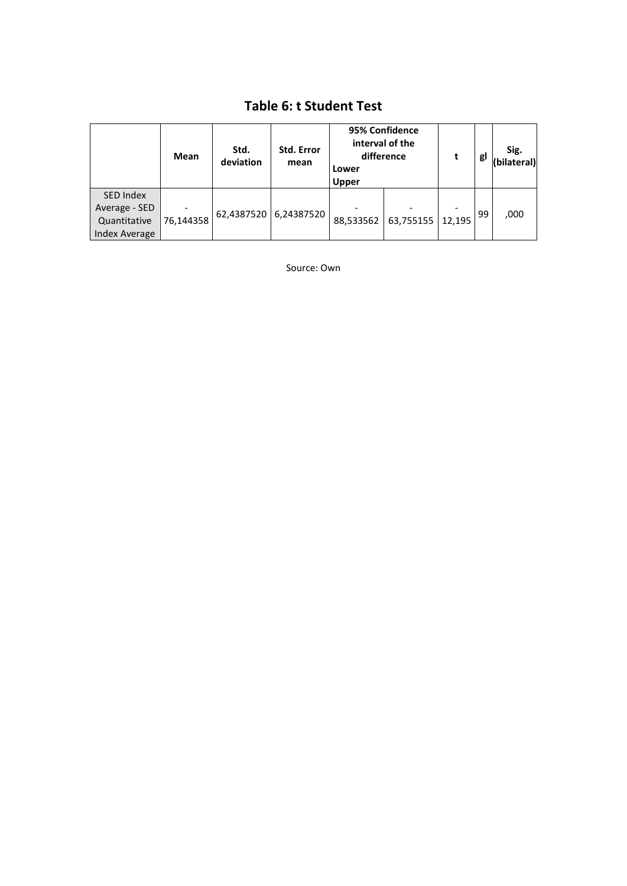# Table 6: t Student Test

| | Mean | Std. deviation | Std. Error mean | 95% Confidence interval of the difference Lower Upper | | t | gl | Sig. (bilateral) |
|---|---|---|---|---|---|---|---|---|
| SED Index Average - SED Quantitative Index Average | -76,144358 | 62,4387520 | 6,24387520 | -88,533562 | -63,755155 | -12,195 | 99 | ,000 |

Source: Own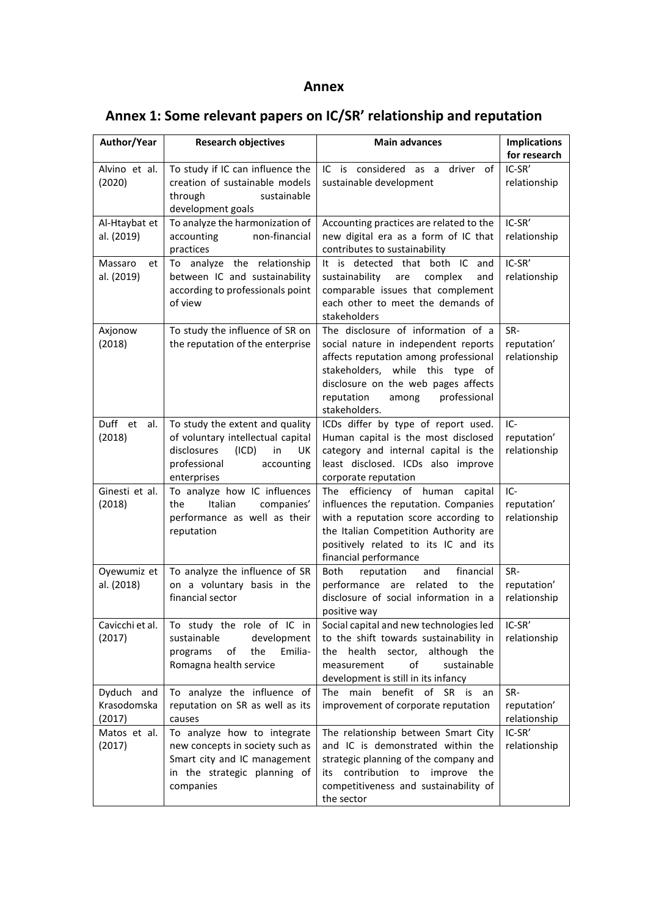# Annex

## Annex 1: Some relevant papers on IC/SR' relationship and reputation

| Author/Year | Research objectives | Main advances | Implications for research |
|---|---|---|---|
| Alvino et al. (2020) | To study if IC can influence the creation of sustainable models through sustainable development goals | IC is considered as a driver of sustainable development | IC-SR' relationship |
| Al-Htaybat et al. (2019) | To analyze the harmonization of accounting non-financial practices | Accounting practices are related to the new digital era as a form of IC that contributes to sustainability | IC-SR' relationship |
| Massaro et al. (2019) | To analyze the relationship between IC and sustainability according to professionals point of view | It is detected that both IC and sustainability are complex and comparable issues that complement each other to meet the demands of stakeholders | IC-SR' relationship |
| Axjonow (2018) | To study the influence of SR on the reputation of the enterprise | The disclosure of information of a social nature in independent reports affects reputation among professional stakeholders, while this type of disclosure on the web pages affects reputation among professional stakeholders. | SR-reputation' relationship |
| Duff et al. (2018) | To study the extent and quality of voluntary intellectual capital disclosures (ICD) in UK professional accounting enterprises | ICDs differ by type of report used. Human capital is the most disclosed category and internal capital is the least disclosed. ICDs also improve corporate reputation | IC-reputation' relationship |
| Ginesti et al. (2018) | To analyze how IC influences the Italian companies' performance as well as their reputation | The efficiency of human capital influences the reputation. Companies with a reputation score according to the Italian Competition Authority are positively related to its IC and its financial performance | IC-reputation' relationship |
| Oyewumiz et al. (2018) | To analyze the influence of SR on a voluntary basis in the financial sector | Both reputation and financial performance are related to the disclosure of social information in a positive way | SR-reputation' relationship |
| Cavicchi et al. (2017) | To study the role of IC in sustainable development programs of the Emilia-Romagna health service | Social capital and new technologies led to the shift towards sustainability in the health sector, although the measurement of sustainable development is still in its infancy | IC-SR' relationship |
| Dyduch and Krasodomska (2017) | To analyze the influence of reputation on SR as well as its causes | The main benefit of SR is an improvement of corporate reputation | SR-reputation' relationship |
| Matos et al. (2017) | To analyze how to integrate new concepts in society such as Smart city and IC management in the strategic planning of companies | The relationship between Smart City and IC is demonstrated within the strategic planning of the company and its contribution to improve the competitiveness and sustainability of the sector | IC-SR' relationship |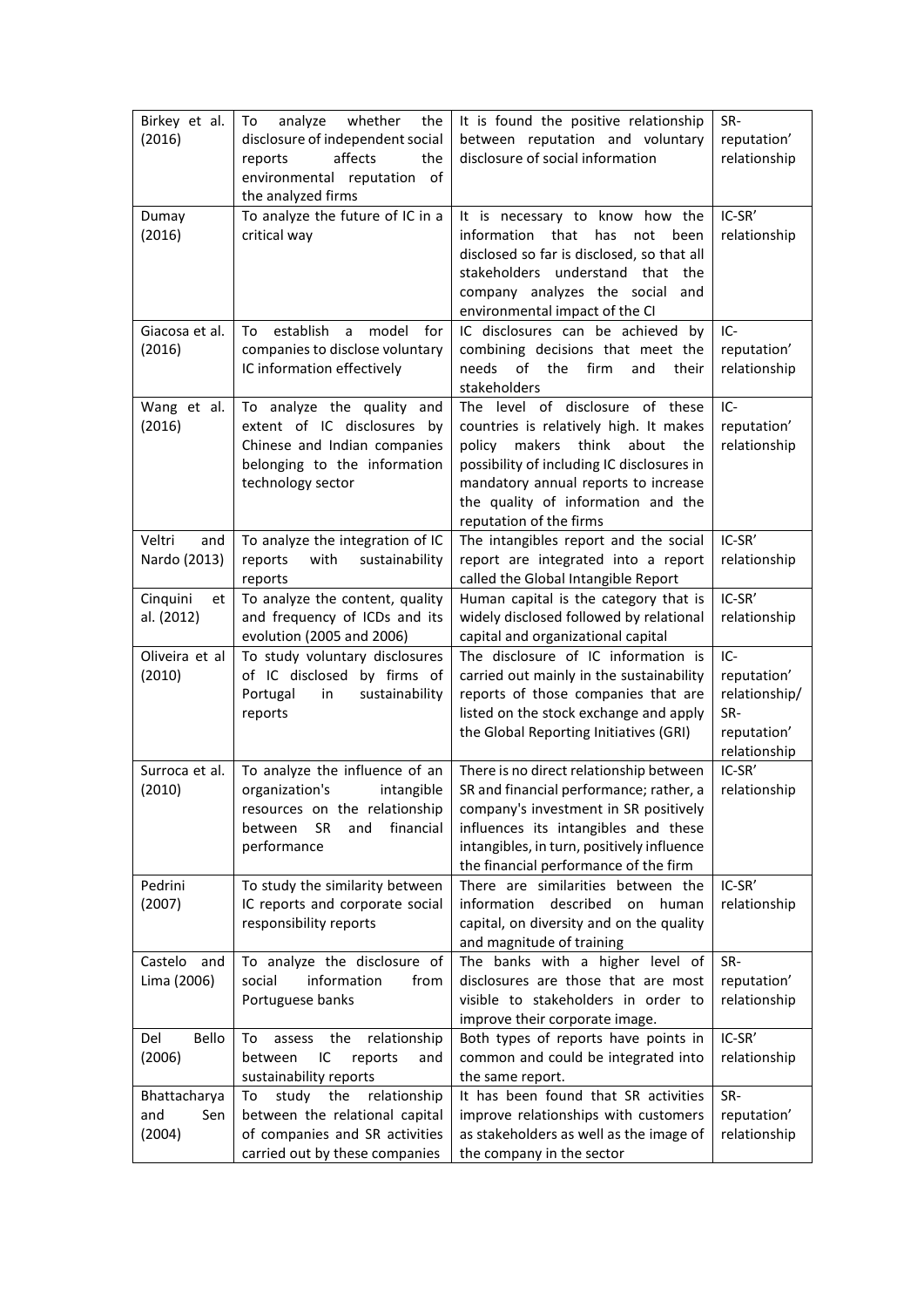| | | | |
|---|---|---|---|
| Birkey et al. (2016) | To analyze whether the disclosure of independent social reports affects the environmental reputation of the analyzed firms | It is found the positive relationship between reputation and voluntary disclosure of social information | SR-reputation' relationship |
| Dumay (2016) | To analyze the future of IC in a critical way | It is necessary to know how the information that has not been disclosed so far is disclosed, so that all stakeholders understand that the company analyzes the social and environmental impact of the CI | IC-SR' relationship |
| Giacosa et al. (2016) | To establish a model for companies to disclose voluntary IC information effectively | IC disclosures can be achieved by combining decisions that meet the needs of the firm and their stakeholders | IC-reputation' relationship |
| Wang et al. (2016) | To analyze the quality and extent of IC disclosures by Chinese and Indian companies belonging to the information technology sector | The level of disclosure of these countries is relatively high. It makes policy makers think about the possibility of including IC disclosures in mandatory annual reports to increase the quality of information and the reputation of the firms | IC-reputation' relationship |
| Veltri and Nardo (2013) | To analyze the integration of IC reports with sustainability reports | The intangibles report and the social report are integrated into a report called the Global Intangible Report | IC-SR' relationship |
| Cinquini et al. (2012) | To analyze the content, quality and frequency of ICDs and its evolution (2005 and 2006) | Human capital is the category that is widely disclosed followed by relational capital and organizational capital | IC-SR' relationship |
| Oliveira et al (2010) | To study voluntary disclosures of IC disclosed by firms of Portugal in sustainability reports | The disclosure of IC information is carried out mainly in the sustainability reports of those companies that are listed on the stock exchange and apply the Global Reporting Initiatives (GRI) | IC-reputation' relationship/ SR-reputation' relationship |
| Surroca et al. (2010) | To analyze the influence of an organization's intangible resources on the relationship between SR and financial performance | There is no direct relationship between SR and financial performance; rather, a company's investment in SR positively influences its intangibles and these intangibles, in turn, positively influence the financial performance of the firm | IC-SR' relationship |
| Pedrini (2007) | To study the similarity between IC reports and corporate social responsibility reports | There are similarities between the information described on human capital, on diversity and on the quality and magnitude of training | IC-SR' relationship |
| Castelo and Lima (2006) | To analyze the disclosure of social information from Portuguese banks | The banks with a higher level of disclosures are those that are most visible to stakeholders in order to improve their corporate image. | SR-reputation' relationship |
| Del Bello (2006) | To assess the relationship between IC reports and sustainability reports | Both types of reports have points in common and could be integrated into the same report. | IC-SR' relationship |
| Bhattacharya and Sen (2004) | To study the relationship between the relational capital of companies and SR activities carried out by these companies | It has been found that SR activities improve relationships with customers as stakeholders as well as the image of the company in the sector | SR-reputation' relationship |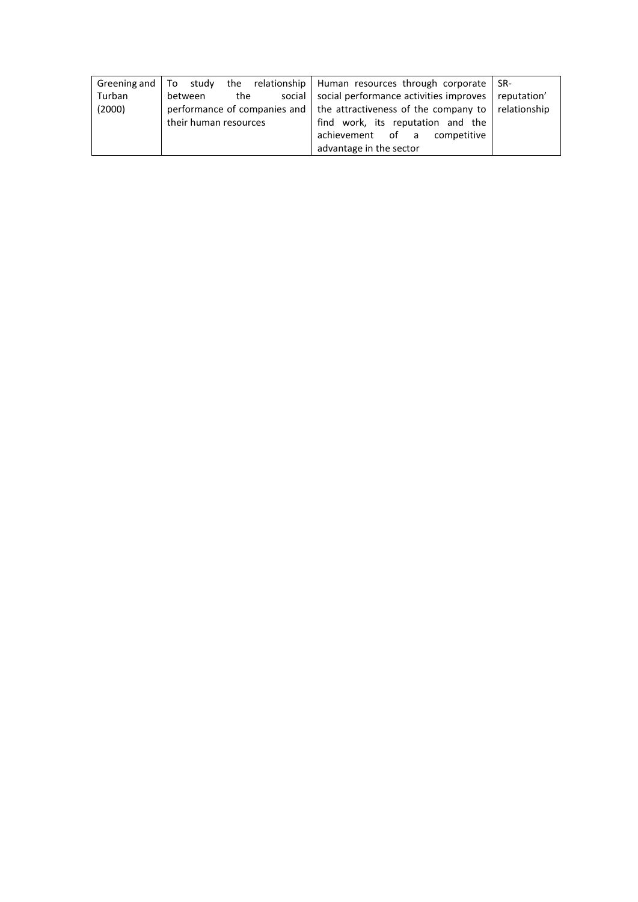| | | | |
|---|---|---|---|
| Greening and Turban (2000) | To study the relationship between the social performance of companies and their human resources | Human resources through corporate social performance activities improves the attractiveness of the company to find work, its reputation and the achievement of a competitive advantage in the sector | SR-reputation' relationship |